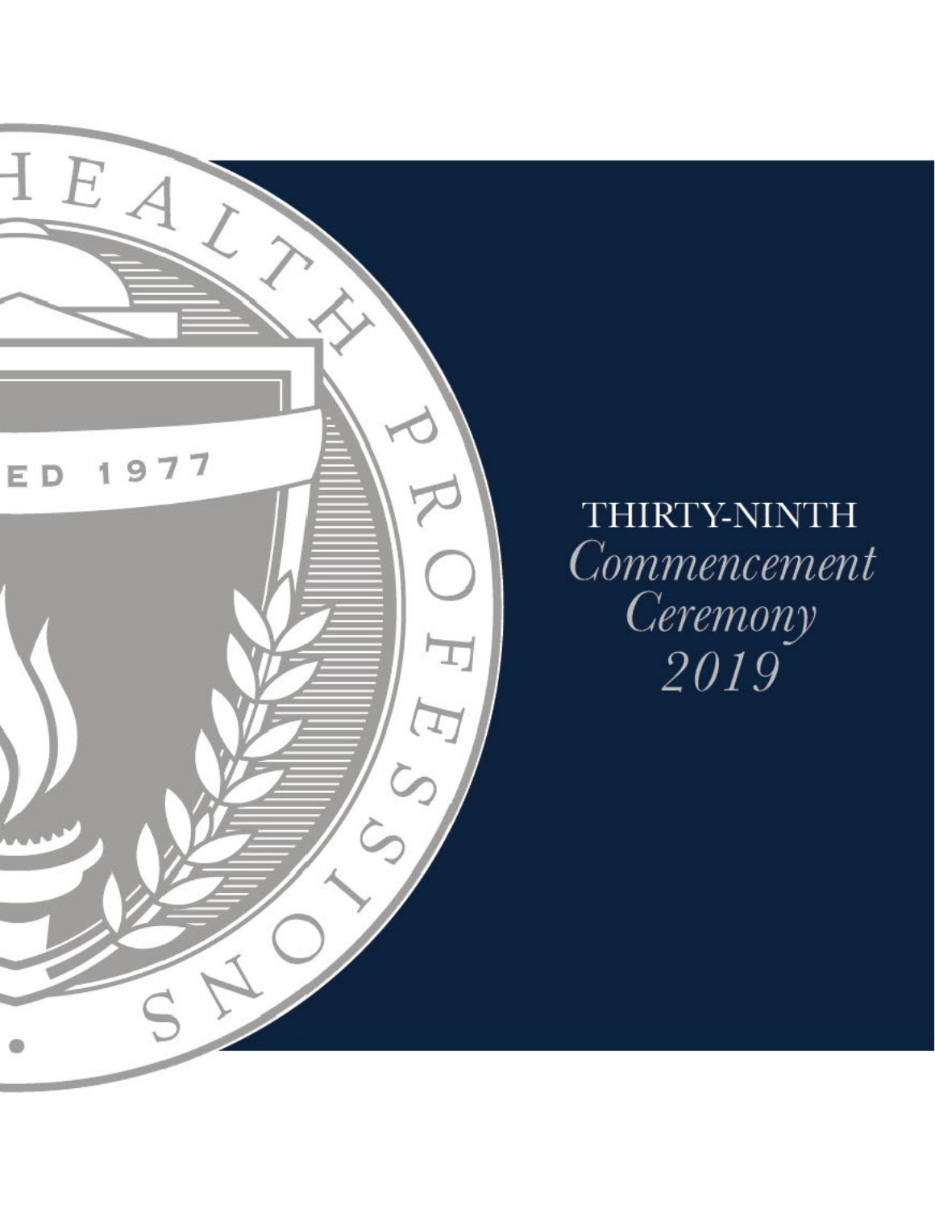# THIRTY-NINTH

*Commencement Ceremony*

*2019*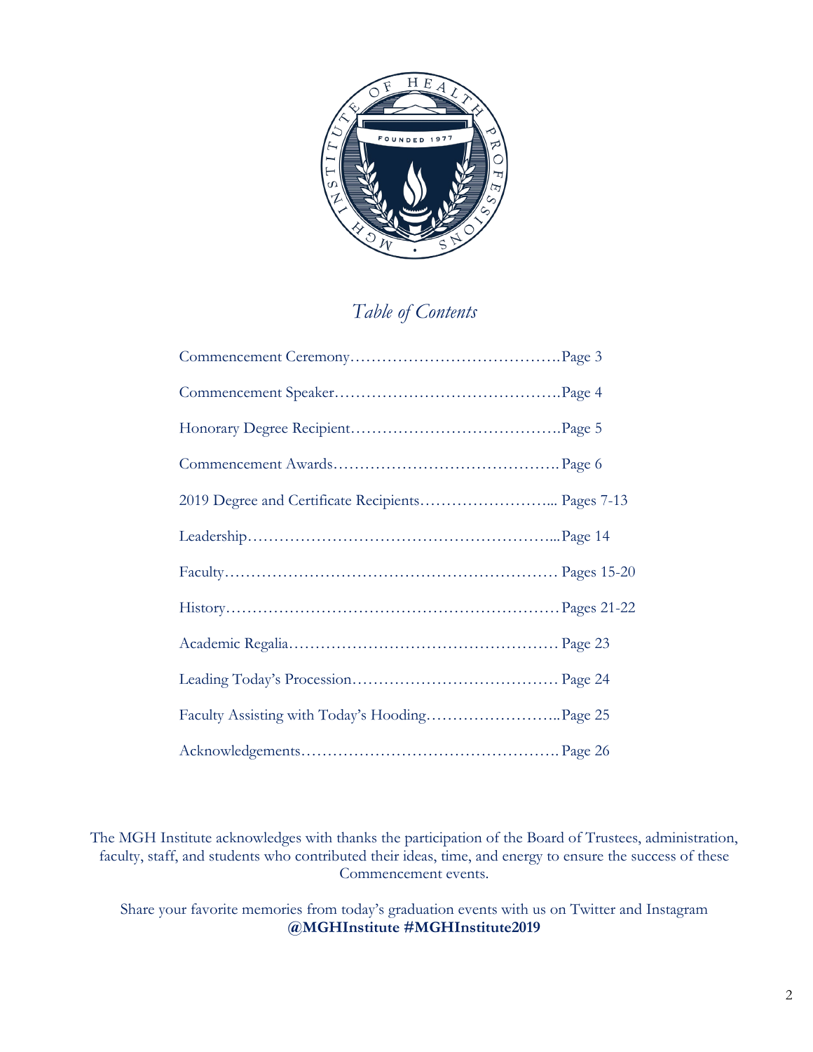# *Table of Contents*

| | |
|---|---|
| Commencement Ceremony | Page 3 |
| Commencement Speaker | Page 4 |
| Honorary Degree Recipient | Page 5 |
| Commencement Awards | Page 6 |
| 2019 Degree and Certificate Recipients | Pages 7-13 |
| Leadership | Page 14 |
| Faculty | Pages 15-20 |
| History | Pages 21-22 |
| Academic Regalia | Page 23 |
| Leading Today's Procession | Page 24 |
| Faculty Assisting with Today's Hooding | Page 25 |
| Acknowledgements | Page 26 |

The MGH Institute acknowledges with thanks the participation of the Board of Trustees, administration, faculty, staff, and students who contributed their ideas, time, and energy to ensure the success of these Commencement events.

Share your favorite memories from today's graduation events with us on Twitter and Instagram
**@MGHInstitute #MGHInstitute2019**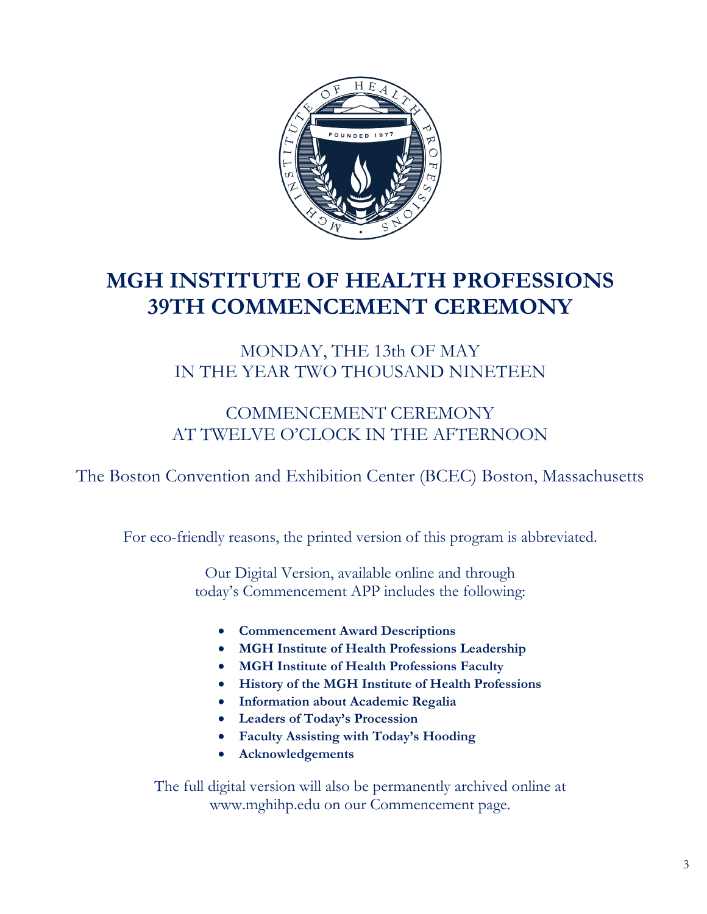# MGH INSTITUTE OF HEALTH PROFESSIONS
# 39TH COMMENCEMENT CEREMONY

MONDAY, THE 13th OF MAY
IN THE YEAR TWO THOUSAND NINETEEN

COMMENCEMENT CEREMONY
AT TWELVE O'CLOCK IN THE AFTERNOON

The Boston Convention and Exhibition Center (BCEC) Boston, Massachusetts

For eco-friendly reasons, the printed version of this program is abbreviated.

Our Digital Version, available online and through
today's Commencement APP includes the following:

- **Commencement Award Descriptions**
- **MGH Institute of Health Professions Leadership**
- **MGH Institute of Health Professions Faculty**
- **History of the MGH Institute of Health Professions**
- **Information about Academic Regalia**
- **Leaders of Today's Procession**
- **Faculty Assisting with Today's Hooding**
- **Acknowledgements**

The full digital version will also be permanently archived online at
www.mghihp.edu on our Commencement page.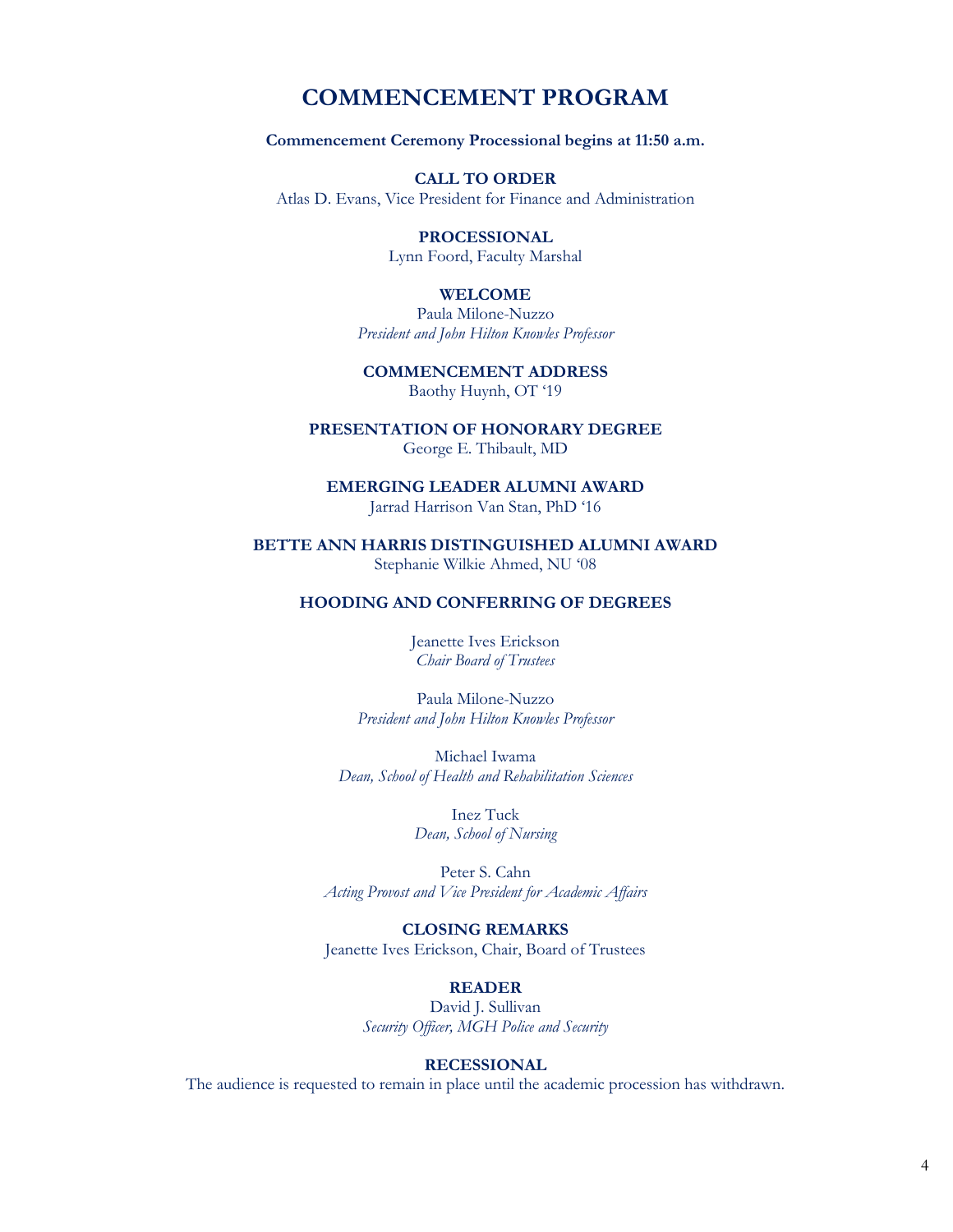# COMMENCEMENT PROGRAM

**Commencement Ceremony Processional begins at 11:50 a.m.**

**CALL TO ORDER**
Atlas D. Evans, Vice President for Finance and Administration

**PROCESSIONAL**
Lynn Foord, Faculty Marshal

**WELCOME**
Paula Milone-Nuzzo
*President and John Hilton Knowles Professor*

**COMMENCEMENT ADDRESS**
Baothy Huynh, OT '19

**PRESENTATION OF HONORARY DEGREE**
George E. Thibault, MD

**EMERGING LEADER ALUMNI AWARD**
Jarrad Harrison Van Stan, PhD '16

**BETTE ANN HARRIS DISTINGUISHED ALUMNI AWARD**
Stephanie Wilkie Ahmed, NU '08

**HOODING AND CONFERRING OF DEGREES**

Jeanette Ives Erickson
*Chair Board of Trustees*

Paula Milone-Nuzzo
*President and John Hilton Knowles Professor*

Michael Iwama
*Dean, School of Health and Rehabilitation Sciences*

Inez Tuck
*Dean, School of Nursing*

Peter S. Cahn
*Acting Provost and Vice President for Academic Affairs*

**CLOSING REMARKS**
Jeanette Ives Erickson, Chair, Board of Trustees

**READER**
David J. Sullivan
*Security Officer, MGH Police and Security*

**RECESSIONAL**
The audience is requested to remain in place until the academic procession has withdrawn.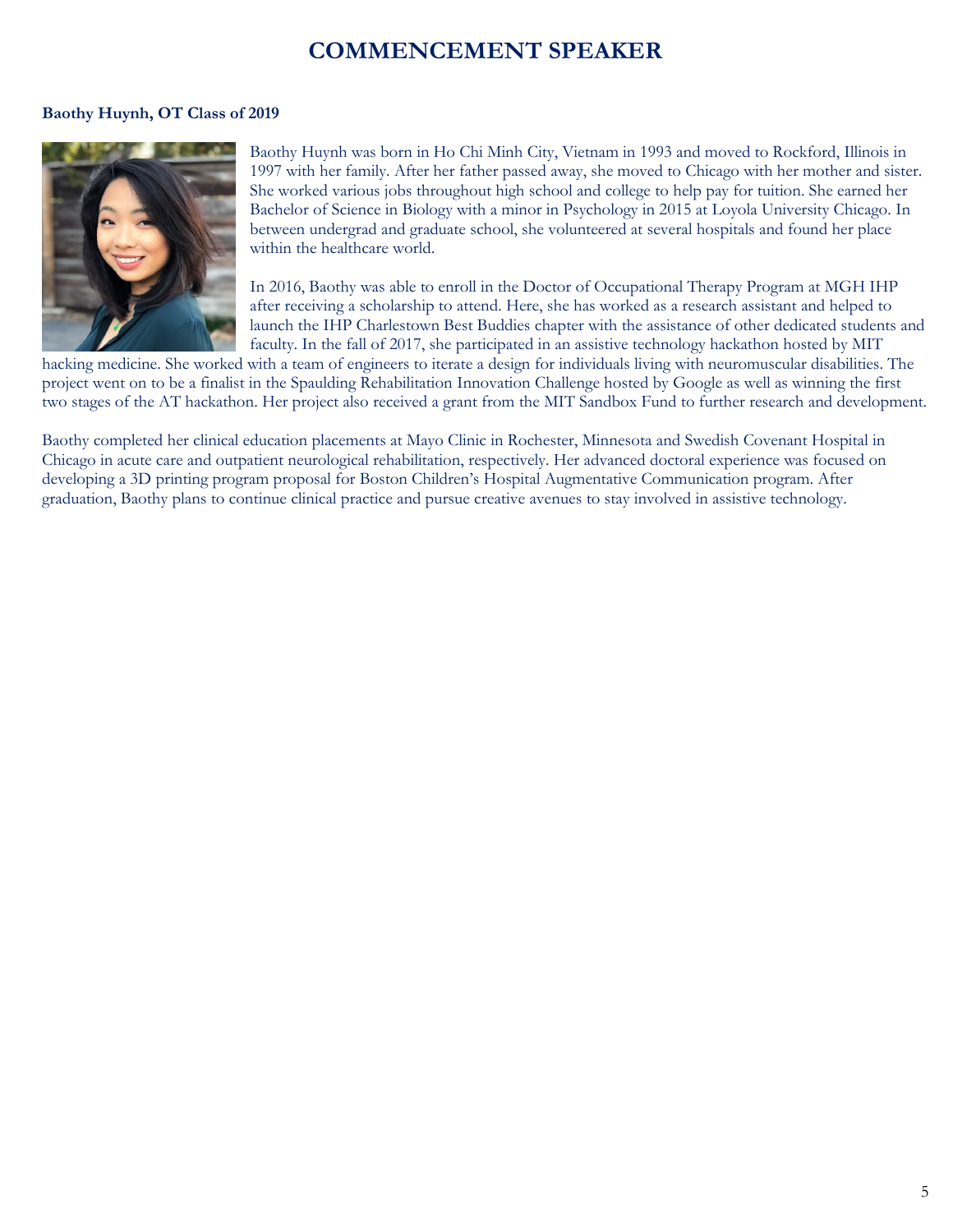# COMMENCEMENT SPEAKER

**Baothy Huynh, OT Class of 2019**

Baothy Huynh was born in Ho Chi Minh City, Vietnam in 1993 and moved to Rockford, Illinois in 1997 with her family. After her father passed away, she moved to Chicago with her mother and sister. She worked various jobs throughout high school and college to help pay for tuition. She earned her Bachelor of Science in Biology with a minor in Psychology in 2015 at Loyola University Chicago. In between undergrad and graduate school, she volunteered at several hospitals and found her place within the healthcare world.

In 2016, Baothy was able to enroll in the Doctor of Occupational Therapy Program at MGH IHP after receiving a scholarship to attend. Here, she has worked as a research assistant and helped to launch the IHP Charlestown Best Buddies chapter with the assistance of other dedicated students and faculty. In the fall of 2017, she participated in an assistive technology hackathon hosted by MIT hacking medicine. She worked with a team of engineers to iterate a design for individuals living with neuromuscular disabilities. The project went on to be a finalist in the Spaulding Rehabilitation Innovation Challenge hosted by Google as well as winning the first two stages of the AT hackathon. Her project also received a grant from the MIT Sandbox Fund to further research and development.

Baothy completed her clinical education placements at Mayo Clinic in Rochester, Minnesota and Swedish Covenant Hospital in Chicago in acute care and outpatient neurological rehabilitation, respectively. Her advanced doctoral experience was focused on developing a 3D printing program proposal for Boston Children's Hospital Augmentative Communication program. After graduation, Baothy plans to continue clinical practice and pursue creative avenues to stay involved in assistive technology.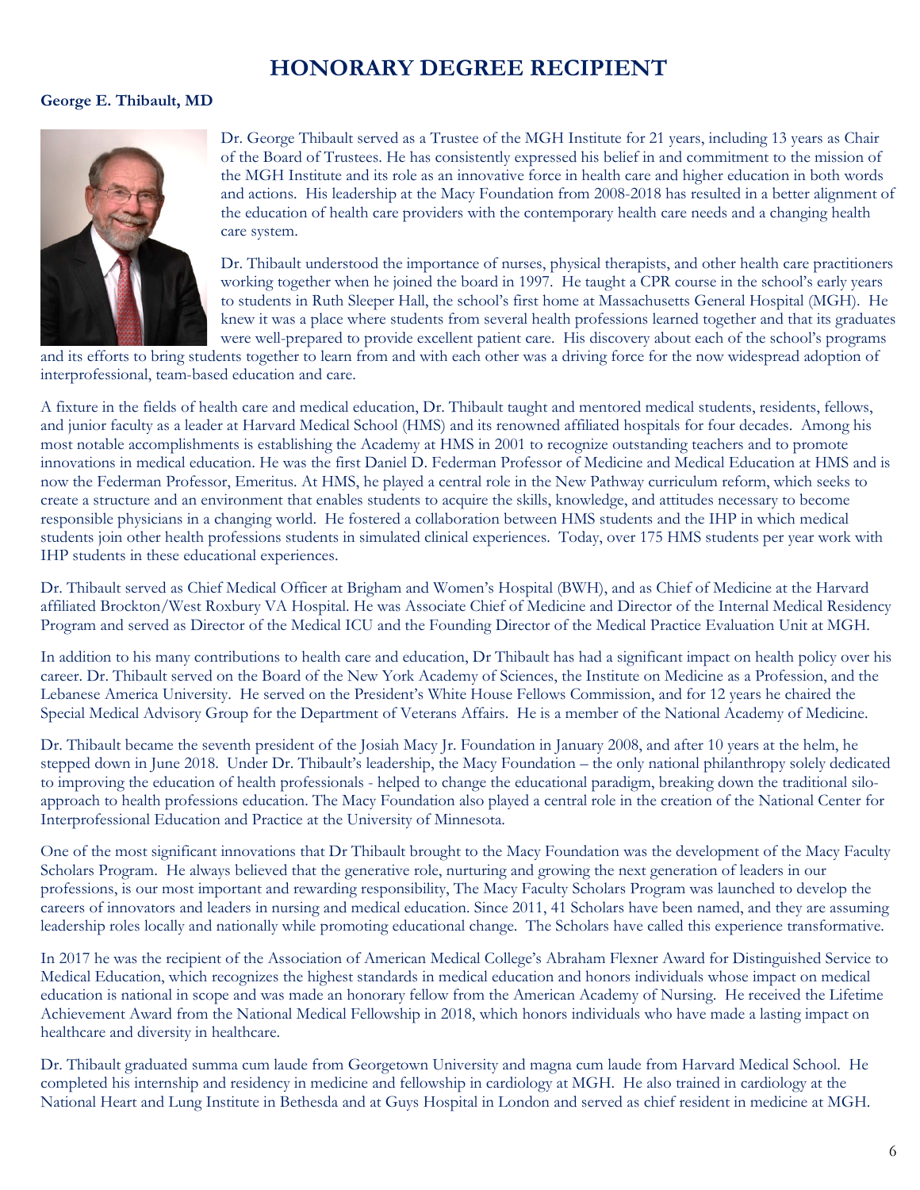# HONORARY DEGREE RECIPIENT

**George E. Thibault, MD**

Dr. George Thibault served as a Trustee of the MGH Institute for 21 years, including 13 years as Chair of the Board of Trustees. He has consistently expressed his belief in and commitment to the mission of the MGH Institute and its role as an innovative force in health care and higher education in both words and actions. His leadership at the Macy Foundation from 2008-2018 has resulted in a better alignment of the education of health care providers with the contemporary health care needs and a changing health care system.

Dr. Thibault understood the importance of nurses, physical therapists, and other health care practitioners working together when he joined the board in 1997. He taught a CPR course in the school's early years to students in Ruth Sleeper Hall, the school's first home at Massachusetts General Hospital (MGH). He knew it was a place where students from several health professions learned together and that its graduates were well-prepared to provide excellent patient care. His discovery about each of the school's programs and its efforts to bring students together to learn from and with each other was a driving force for the now widespread adoption of interprofessional, team-based education and care.

A fixture in the fields of health care and medical education, Dr. Thibault taught and mentored medical students, residents, fellows, and junior faculty as a leader at Harvard Medical School (HMS) and its renowned affiliated hospitals for four decades. Among his most notable accomplishments is establishing the Academy at HMS in 2001 to recognize outstanding teachers and to promote innovations in medical education. He was the first Daniel D. Federman Professor of Medicine and Medical Education at HMS and is now the Federman Professor, Emeritus. At HMS, he played a central role in the New Pathway curriculum reform, which seeks to create a structure and an environment that enables students to acquire the skills, knowledge, and attitudes necessary to become responsible physicians in a changing world. He fostered a collaboration between HMS students and the IHP in which medical students join other health professions students in simulated clinical experiences. Today, over 175 HMS students per year work with IHP students in these educational experiences.

Dr. Thibault served as Chief Medical Officer at Brigham and Women's Hospital (BWH), and as Chief of Medicine at the Harvard affiliated Brockton/West Roxbury VA Hospital. He was Associate Chief of Medicine and Director of the Internal Medical Residency Program and served as Director of the Medical ICU and the Founding Director of the Medical Practice Evaluation Unit at MGH.

In addition to his many contributions to health care and education, Dr Thibault has had a significant impact on health policy over his career. Dr. Thibault served on the Board of the New York Academy of Sciences, the Institute on Medicine as a Profession, and the Lebanese America University. He served on the President's White House Fellows Commission, and for 12 years he chaired the Special Medical Advisory Group for the Department of Veterans Affairs. He is a member of the National Academy of Medicine.

Dr. Thibault became the seventh president of the Josiah Macy Jr. Foundation in January 2008, and after 10 years at the helm, he stepped down in June 2018. Under Dr. Thibault's leadership, the Macy Foundation – the only national philanthropy solely dedicated to improving the education of health professionals - helped to change the educational paradigm, breaking down the traditional silo-approach to health professions education. The Macy Foundation also played a central role in the creation of the National Center for Interprofessional Education and Practice at the University of Minnesota.

One of the most significant innovations that Dr Thibault brought to the Macy Foundation was the development of the Macy Faculty Scholars Program. He always believed that the generative role, nurturing and growing the next generation of leaders in our professions, is our most important and rewarding responsibility, The Macy Faculty Scholars Program was launched to develop the careers of innovators and leaders in nursing and medical education. Since 2011, 41 Scholars have been named, and they are assuming leadership roles locally and nationally while promoting educational change. The Scholars have called this experience transformative.

In 2017 he was the recipient of the Association of American Medical College's Abraham Flexner Award for Distinguished Service to Medical Education, which recognizes the highest standards in medical education and honors individuals whose impact on medical education is national in scope and was made an honorary fellow from the American Academy of Nursing. He received the Lifetime Achievement Award from the National Medical Fellowship in 2018, which honors individuals who have made a lasting impact on healthcare and diversity in healthcare.

Dr. Thibault graduated summa cum laude from Georgetown University and magna cum laude from Harvard Medical School. He completed his internship and residency in medicine and fellowship in cardiology at MGH. He also trained in cardiology at the National Heart and Lung Institute in Bethesda and at Guys Hospital in London and served as chief resident in medicine at MGH.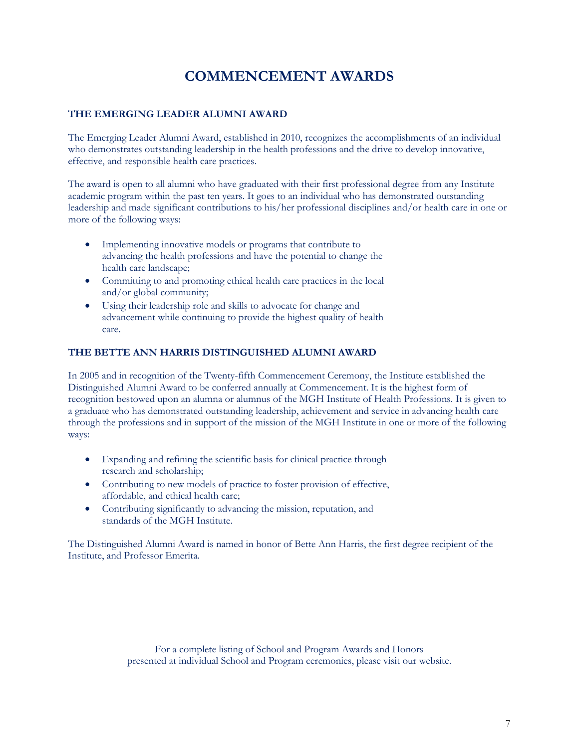# COMMENCEMENT AWARDS

## THE EMERGING LEADER ALUMNI AWARD

The Emerging Leader Alumni Award, established in 2010, recognizes the accomplishments of an individual who demonstrates outstanding leadership in the health professions and the drive to develop innovative, effective, and responsible health care practices.

The award is open to all alumni who have graduated with their first professional degree from any Institute academic program within the past ten years. It goes to an individual who has demonstrated outstanding leadership and made significant contributions to his/her professional disciplines and/or health care in one or more of the following ways:

- Implementing innovative models or programs that contribute to advancing the health professions and have the potential to change the health care landscape;
- Committing to and promoting ethical health care practices in the local and/or global community;
- Using their leadership role and skills to advocate for change and advancement while continuing to provide the highest quality of health care.

## THE BETTE ANN HARRIS DISTINGUISHED ALUMNI AWARD

In 2005 and in recognition of the Twenty-fifth Commencement Ceremony, the Institute established the Distinguished Alumni Award to be conferred annually at Commencement. It is the highest form of recognition bestowed upon an alumna or alumnus of the MGH Institute of Health Professions. It is given to a graduate who has demonstrated outstanding leadership, achievement and service in advancing health care through the professions and in support of the mission of the MGH Institute in one or more of the following ways:

- Expanding and refining the scientific basis for clinical practice through research and scholarship;
- Contributing to new models of practice to foster provision of effective, affordable, and ethical health care;
- Contributing significantly to advancing the mission, reputation, and standards of the MGH Institute.

The Distinguished Alumni Award is named in honor of Bette Ann Harris, the first degree recipient of the Institute, and Professor Emerita.

For a complete listing of School and Program Awards and Honors presented at individual School and Program ceremonies, please visit our website.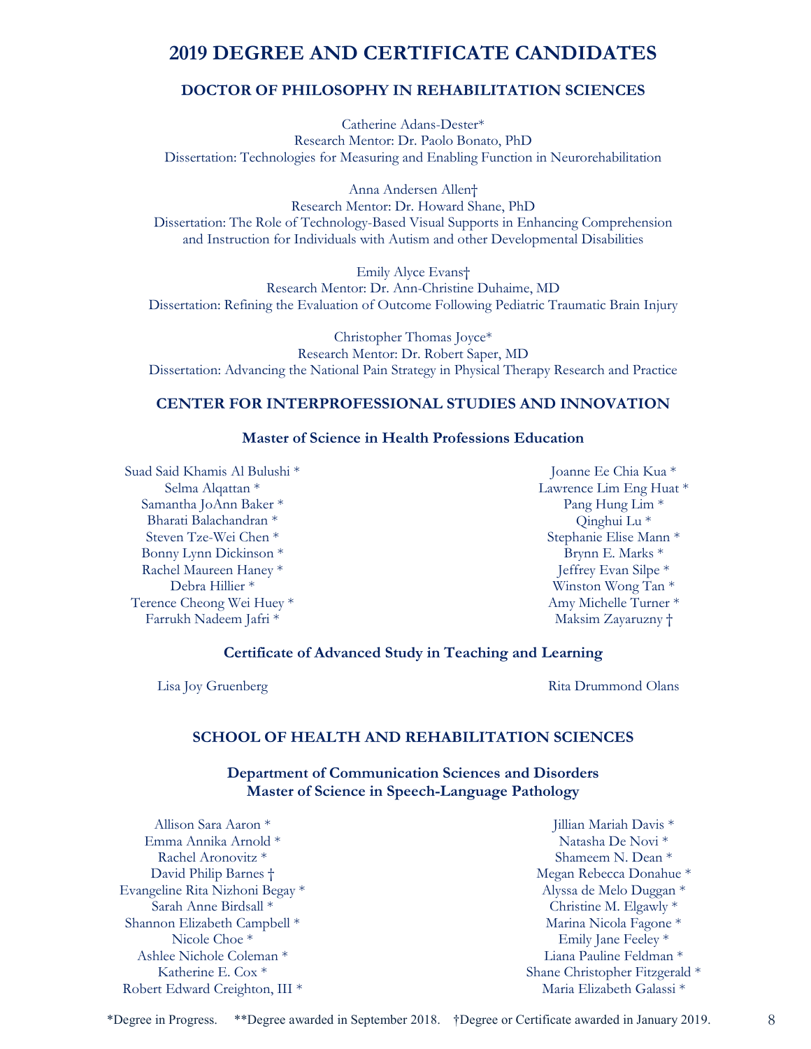# 2019 DEGREE AND CERTIFICATE CANDIDATES

## DOCTOR OF PHILOSOPHY IN REHABILITATION SCIENCES

Catherine Adans-Dester*
Research Mentor: Dr. Paolo Bonato, PhD
Dissertation: Technologies for Measuring and Enabling Function in Neurorehabilitation

Anna Andersen Allen†
Research Mentor: Dr. Howard Shane, PhD
Dissertation: The Role of Technology-Based Visual Supports in Enhancing Comprehension and Instruction for Individuals with Autism and other Developmental Disabilities

Emily Alyce Evans†
Research Mentor: Dr. Ann-Christine Duhaime, MD
Dissertation: Refining the Evaluation of Outcome Following Pediatric Traumatic Brain Injury

Christopher Thomas Joyce*
Research Mentor: Dr. Robert Saper, MD
Dissertation: Advancing the National Pain Strategy in Physical Therapy Research and Practice

## CENTER FOR INTERPROFESSIONAL STUDIES AND INNOVATION

### Master of Science in Health Professions Education

Suad Said Khamis Al Bulushi *
Selma Alqattan *
Samantha JoAnn Baker *
Bharati Balachandran *
Steven Tze-Wei Chen *
Bonny Lynn Dickinson *
Rachel Maureen Haney *
Debra Hillier *
Terence Cheong Wei Huey *
Farrukh Nadeem Jafri *
Joanne Ee Chia Kua *
Lawrence Lim Eng Huat *
Pang Hung Lim *
Qinghui Lu *
Stephanie Elise Mann *
Brynn E. Marks *
Jeffrey Evan Silpe *
Winston Wong Tan *
Amy Michelle Turner *
Maksim Zayaruzny †

### Certificate of Advanced Study in Teaching and Learning

Lisa Joy Gruenberg
Rita Drummond Olans

## SCHOOL OF HEALTH AND REHABILITATION SCIENCES

### Department of Communication Sciences and Disorders
### Master of Science in Speech-Language Pathology

Allison Sara Aaron *
Emma Annika Arnold *
Rachel Aronovitz *
David Philip Barnes †
Evangeline Rita Nizhoni Begay *
Sarah Anne Birdsall *
Shannon Elizabeth Campbell *
Nicole Choe *
Ashlee Nichole Coleman *
Katherine E. Cox *
Robert Edward Creighton, III *
Jillian Mariah Davis *
Natasha De Novi *
Shameem N. Dean *
Megan Rebecca Donahue *
Alyssa de Melo Duggan *
Christine M. Elgawly *
Marina Nicola Fagone *
Emily Jane Feeley *
Liana Pauline Feldman *
Shane Christopher Fitzgerald *
Maria Elizabeth Galassi *

*Degree in Progress. **Degree awarded in September 2018. †Degree or Certificate awarded in January 2019.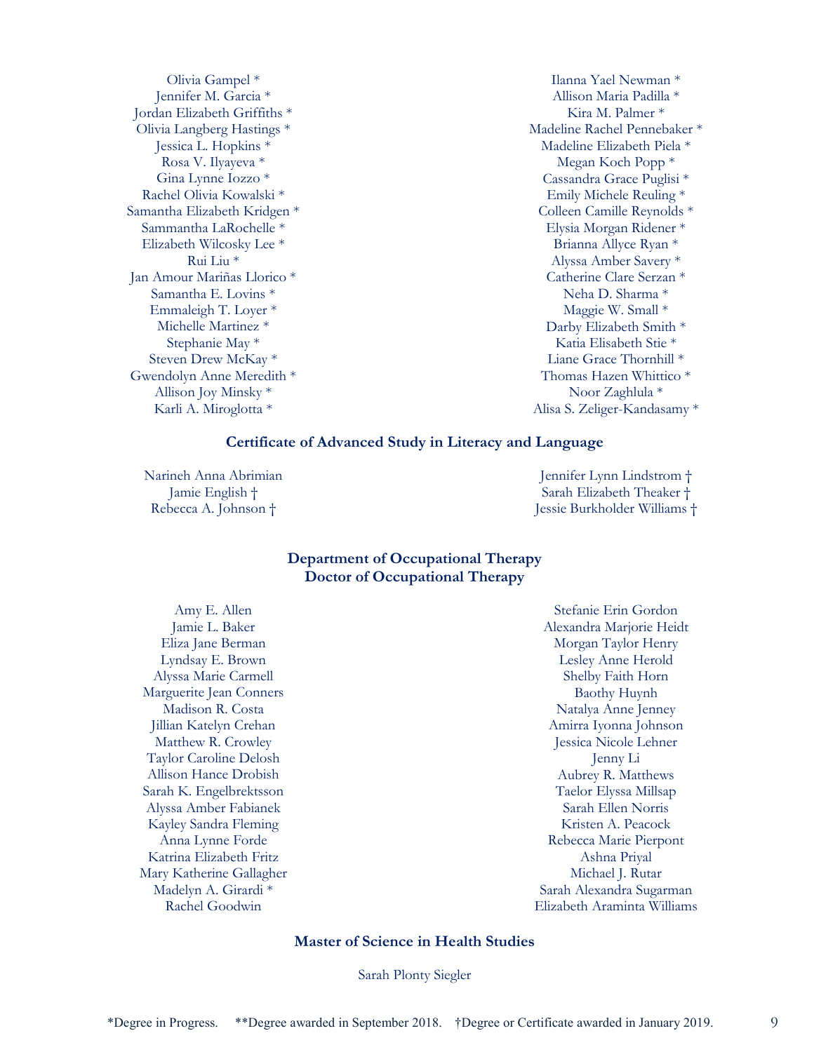Olivia Gampel *
Jennifer M. Garcia *
Jordan Elizabeth Griffiths *
Olivia Langberg Hastings *
Jessica L. Hopkins *
Rosa V. Ilyayeva *
Gina Lynne Iozzo *
Rachel Olivia Kowalski *
Samantha Elizabeth Kridgen *
Sammantha LaRochelle *
Elizabeth Wilcosky Lee *
Rui Liu *
Jan Amour Mariñas Llorico *
Samantha E. Lovins *
Emmaleigh T. Loyer *
Michelle Martinez *
Stephanie May *
Steven Drew McKay *
Gwendolyn Anne Meredith *
Allison Joy Minsky *
Karli A. Miroglotta *
Ilanna Yael Newman *
Allison Maria Padilla *
Kira M. Palmer *
Madeline Rachel Pennebaker *
Madeline Elizabeth Piela *
Megan Koch Popp *
Cassandra Grace Puglisi *
Emily Michele Reuling *
Colleen Camille Reynolds *
Elysia Morgan Ridener *
Brianna Allyce Ryan *
Alyssa Amber Savery *
Catherine Clare Serzan *
Neha D. Sharma *
Maggie W. Small *
Darby Elizabeth Smith *
Katia Elisabeth Stie *
Liane Grace Thornhill *
Thomas Hazen Whittico *
Noor Zaghlula *
Alisa S. Zeliger-Kandasamy *

## Certificate of Advanced Study in Literacy and Language

Narineh Anna Abrimian
Jamie English †
Rebecca A. Johnson †
Jennifer Lynn Lindstrom †
Sarah Elizabeth Theaker †
Jessie Burkholder Williams †

## Department of Occupational Therapy
## Doctor of Occupational Therapy

Amy E. Allen
Jamie L. Baker
Eliza Jane Berman
Lyndsay E. Brown
Alyssa Marie Carmell
Marguerite Jean Conners
Madison R. Costa
Jillian Katelyn Crehan
Matthew R. Crowley
Taylor Caroline Delosh
Allison Hance Drobish
Sarah K. Engelbrektsson
Alyssa Amber Fabianek
Kayley Sandra Fleming
Anna Lynne Forde
Katrina Elizabeth Fritz
Mary Katherine Gallagher
Madelyn A. Girardi *
Rachel Goodwin
Stefanie Erin Gordon
Alexandra Marjorie Heidt
Morgan Taylor Henry
Lesley Anne Herold
Shelby Faith Horn
Baothy Huynh
Natalya Anne Jenney
Amirra Iyonna Johnson
Jessica Nicole Lehner
Jenny Li
Aubrey R. Matthews
Taelor Elyssa Millsap
Sarah Ellen Norris
Kristen A. Peacock
Rebecca Marie Pierpont
Ashna Priyal
Michael J. Rutar
Sarah Alexandra Sugarman
Elizabeth Araminta Williams

## Master of Science in Health Studies

Sarah Plonty Siegler

*Degree in Progress. **Degree awarded in September 2018. †Degree or Certificate awarded in January 2019.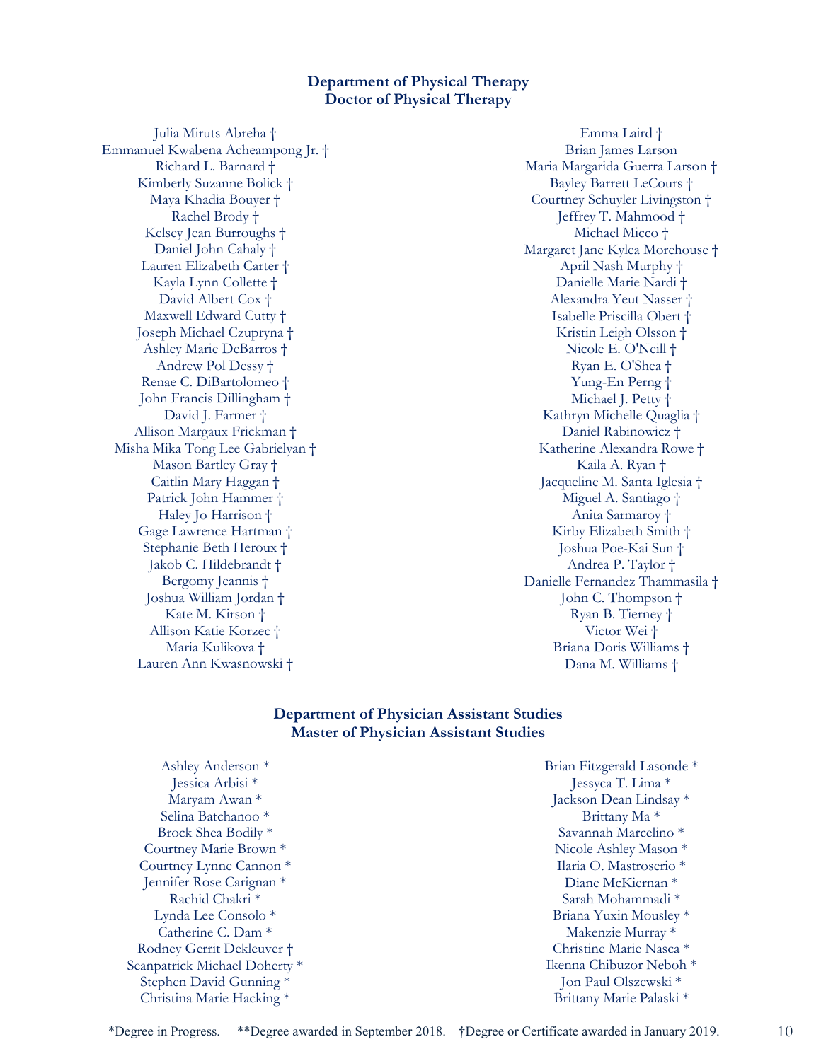## Department of Physical Therapy
## Doctor of Physical Therapy

Julia Miruts Abreha †
Emmanuel Kwabena Acheampong Jr. †
Richard L. Barnard †
Kimberly Suzanne Bolick †
Maya Khadia Bouyer †
Rachel Brody †
Kelsey Jean Burroughs †
Daniel John Cahaly †
Lauren Elizabeth Carter †
Kayla Lynn Collette †
David Albert Cox †
Maxwell Edward Cutty †
Joseph Michael Czupryna †
Ashley Marie DeBarros †
Andrew Pol Dessy †
Renae C. DiBartolomeo †
John Francis Dillingham †
David J. Farmer †
Allison Margaux Frickman †
Misha Mika Tong Lee Gabrielyan †
Mason Bartley Gray †
Caitlin Mary Haggan †
Patrick John Hammer †
Haley Jo Harrison †
Gage Lawrence Hartman †
Stephanie Beth Heroux †
Jakob C. Hildebrandt †
Bergomy Jeannis †
Joshua William Jordan †
Kate M. Kirson †
Allison Katie Korzec †
Maria Kulikova †
Lauren Ann Kwasnowski †
Emma Laird †
Brian James Larson
Maria Margarida Guerra Larson †
Bayley Barrett LeCours †
Courtney Schuyler Livingston †
Jeffrey T. Mahmood †
Michael Micco †
Margaret Jane Kylea Morehouse †
April Nash Murphy †
Danielle Marie Nardi †
Alexandra Yeut Nasser †
Isabelle Priscilla Obert †
Kristin Leigh Olsson †
Nicole E. O'Neill †
Ryan E. O'Shea †
Yung-En Perng †
Michael J. Petty †
Kathryn Michelle Quaglia †
Daniel Rabinowicz †
Katherine Alexandra Rowe †
Kaila A. Ryan †
Jacqueline M. Santa Iglesia †
Miguel A. Santiago †
Anita Sarmaroy †
Kirby Elizabeth Smith †
Joshua Poe-Kai Sun †
Andrea P. Taylor †
Danielle Fernandez Thammasila †
John C. Thompson †
Ryan B. Tierney †
Victor Wei †
Briana Doris Williams †
Dana M. Williams †

## Department of Physician Assistant Studies
## Master of Physician Assistant Studies

Ashley Anderson *
Jessica Arbisi *
Maryam Awan *
Selina Batchanoo *
Brock Shea Bodily *
Courtney Marie Brown *
Courtney Lynne Cannon *
Jennifer Rose Carignan *
Rachid Chakri *
Lynda Lee Consolo *
Catherine C. Dam *
Rodney Gerrit Dekleuver †
Seanpatrick Michael Doherty *
Stephen David Gunning *
Christina Marie Hacking *
Brian Fitzgerald Lasonde *
Jessyca T. Lima *
Jackson Dean Lindsay *
Brittany Ma *
Savannah Marcelino *
Nicole Ashley Mason *
Ilaria O. Mastroserio *
Diane McKiernan *
Sarah Mohammadi *
Briana Yuxin Mousley *
Makenzie Murray *
Christine Marie Nasca *
Ikenna Chibuzor Neboh *
Jon Paul Olszewski *
Brittany Marie Palaski *

*Degree in Progress. **Degree awarded in September 2018. †Degree or Certificate awarded in January 2019.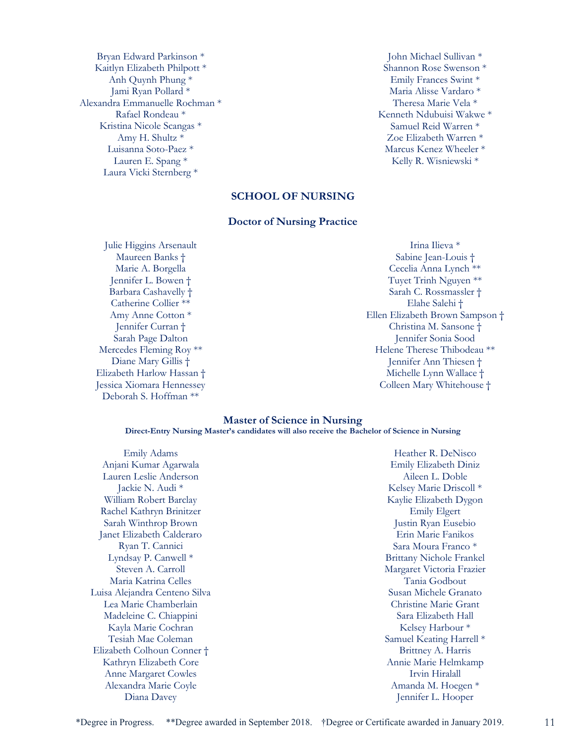Bryan Edward Parkinson *
Kaitlyn Elizabeth Philpott *
Anh Quynh Phung *
Jami Ryan Pollard *
Alexandra Emmanuelle Rochman *
Rafael Rondeau *
Kristina Nicole Scangas *
Amy H. Shultz *
Luisanna Soto-Paez *
Lauren E. Spang *
Laura Vicki Sternberg *
John Michael Sullivan *
Shannon Rose Swenson *
Emily Frances Swint *
Maria Alisse Vardaro *
Theresa Marie Vela *
Kenneth Ndubuisi Wakwe *
Samuel Reid Warren *
Zoe Elizabeth Warren *
Marcus Kenez Wheeler *
Kelly R. Wisniewski *

## SCHOOL OF NURSING

### Doctor of Nursing Practice

Julie Higgins Arsenault
Maureen Banks †
Marie A. Borgella
Jennifer L. Bowen †
Barbara Cashavelly †
Catherine Collier **
Amy Anne Cotton *
Jennifer Curran †
Sarah Page Dalton
Mercedes Fleming Roy **
Diane Mary Gillis †
Elizabeth Harlow Hassan †
Jessica Xiomara Hennessey
Deborah S. Hoffman **
Irina Ilieva *
Sabine Jean-Louis †
Cecelia Anna Lynch **
Tuyet Trinh Nguyen **
Sarah C. Rossmassler †
Elahe Salehi †
Ellen Elizabeth Brown Sampson †
Christina M. Sansone †
Jennifer Sonia Sood
Helene Therese Thibodeau **
Jennifer Ann Thiesen †
Michelle Lynn Wallace †
Colleen Mary Whitehouse †

### Master of Science in Nursing

**Direct-Entry Nursing Master's candidates will also receive the Bachelor of Science in Nursing**

Emily Adams
Anjani Kumar Agarwala
Lauren Leslie Anderson
Jackie N. Audi *
William Robert Barclay
Rachel Kathryn Brinitzer
Sarah Winthrop Brown
Janet Elizabeth Calderaro
Ryan T. Cannici
Lyndsay P. Canwell *
Steven A. Carroll
Maria Katrina Celles
Luisa Alejandra Centeno Silva
Lea Marie Chamberlain
Madeleine C. Chiappini
Kayla Marie Cochran
Tesiah Mae Coleman
Elizabeth Colhoun Conner †
Kathryn Elizabeth Core
Anne Margaret Cowles
Alexandra Marie Coyle
Diana Davey
Heather R. DeNisco
Emily Elizabeth Diniz
Aileen L. Doble
Kelsey Marie Driscoll *
Kaylie Elizabeth Dygon
Emily Elgert
Justin Ryan Eusebio
Erin Marie Fanikos
Sara Moura Franco *
Brittany Nichole Frankel
Margaret Victoria Frazier
Tania Godbout
Susan Michele Granato
Christine Marie Grant
Sara Elizabeth Hall
Kelsey Harbour *
Samuel Keating Harrell *
Brittney A. Harris
Annie Marie Helmkamp
Irvin Hiralall
Amanda M. Hoegen *
Jennifer L. Hooper

*Degree in Progress. **Degree awarded in September 2018. †Degree or Certificate awarded in January 2019.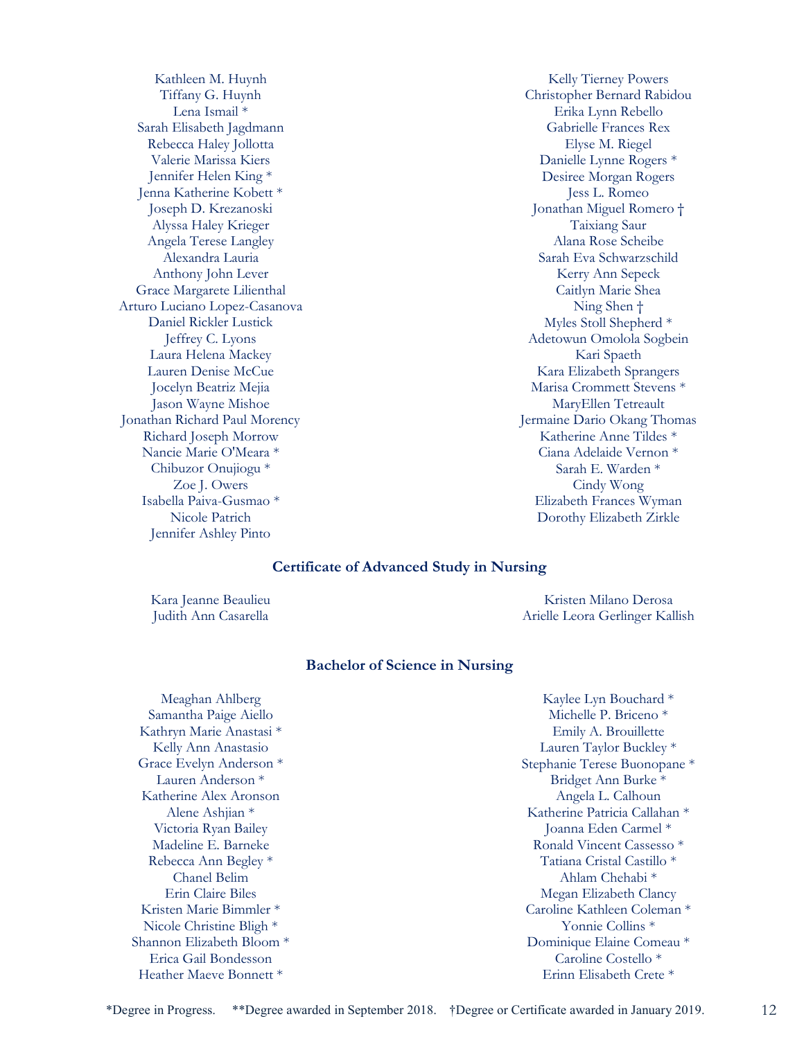Kathleen M. Huynh
Tiffany G. Huynh
Lena Ismail *
Sarah Elisabeth Jagdmann
Rebecca Haley Jollotta
Valerie Marissa Kiers
Jennifer Helen King *
Jenna Katherine Kobett *
Joseph D. Krezanoski
Alyssa Haley Krieger
Angela Terese Langley
Alexandra Lauria
Anthony John Lever
Grace Margarete Lilienthal
Arturo Luciano Lopez-Casanova
Daniel Rickler Lustick
Jeffrey C. Lyons
Laura Helena Mackey
Lauren Denise McCue
Jocelyn Beatriz Mejia
Jason Wayne Mishoe
Jonathan Richard Paul Morency
Richard Joseph Morrow
Nancie Marie O'Meara *
Chibuzor Onujiogu *
Zoe J. Owers
Isabella Paiva-Gusmao *
Nicole Patrich
Jennifer Ashley Pinto
Kelly Tierney Powers
Christopher Bernard Rabidou
Erika Lynn Rebello
Gabrielle Frances Rex
Elyse M. Riegel
Danielle Lynne Rogers *
Desiree Morgan Rogers
Jess L. Romeo
Jonathan Miguel Romero †
Taixiang Saur
Alana Rose Scheibe
Sarah Eva Schwarzschild
Kerry Ann Sepeck
Caitlyn Marie Shea
Ning Shen †
Myles Stoll Shepherd *
Adetowun Omolola Sogbein
Kari Spaeth
Kara Elizabeth Sprangers
Marisa Crommett Stevens *
MaryEllen Tetreault
Jermaine Dario Okang Thomas
Katherine Anne Tildes *
Ciana Adelaide Vernon *
Sarah E. Warden *
Cindy Wong
Elizabeth Frances Wyman
Dorothy Elizabeth Zirkle

## Certificate of Advanced Study in Nursing

Kara Jeanne Beaulieu
Judith Ann Casarella
Kristen Milano Derosa
Arielle Leora Gerlinger Kallish

## Bachelor of Science in Nursing

Meaghan Ahlberg
Samantha Paige Aiello
Kathryn Marie Anastasi *
Kelly Ann Anastasio
Grace Evelyn Anderson *
Lauren Anderson *
Katherine Alex Aronson
Alene Ashjian *
Victoria Ryan Bailey
Madeline E. Barneke
Rebecca Ann Begley *
Chanel Belim
Erin Claire Biles
Kristen Marie Bimmler *
Nicole Christine Bligh *
Shannon Elizabeth Bloom *
Erica Gail Bondesson
Heather Maeve Bonnett *
Kaylee Lyn Bouchard *
Michelle P. Briceno *
Emily A. Brouillette
Lauren Taylor Buckley *
Stephanie Terese Buonopane *
Bridget Ann Burke *
Angela L. Calhoun
Katherine Patricia Callahan *
Joanna Eden Carmel *
Ronald Vincent Cassesso *
Tatiana Cristal Castillo *
Ahlam Chehabi *
Megan Elizabeth Clancy
Caroline Kathleen Coleman *
Yonnie Collins *
Dominique Elaine Comeau *
Caroline Costello *
Erinn Elisabeth Crete *

*Degree in Progress. **Degree awarded in September 2018. †Degree or Certificate awarded in January 2019.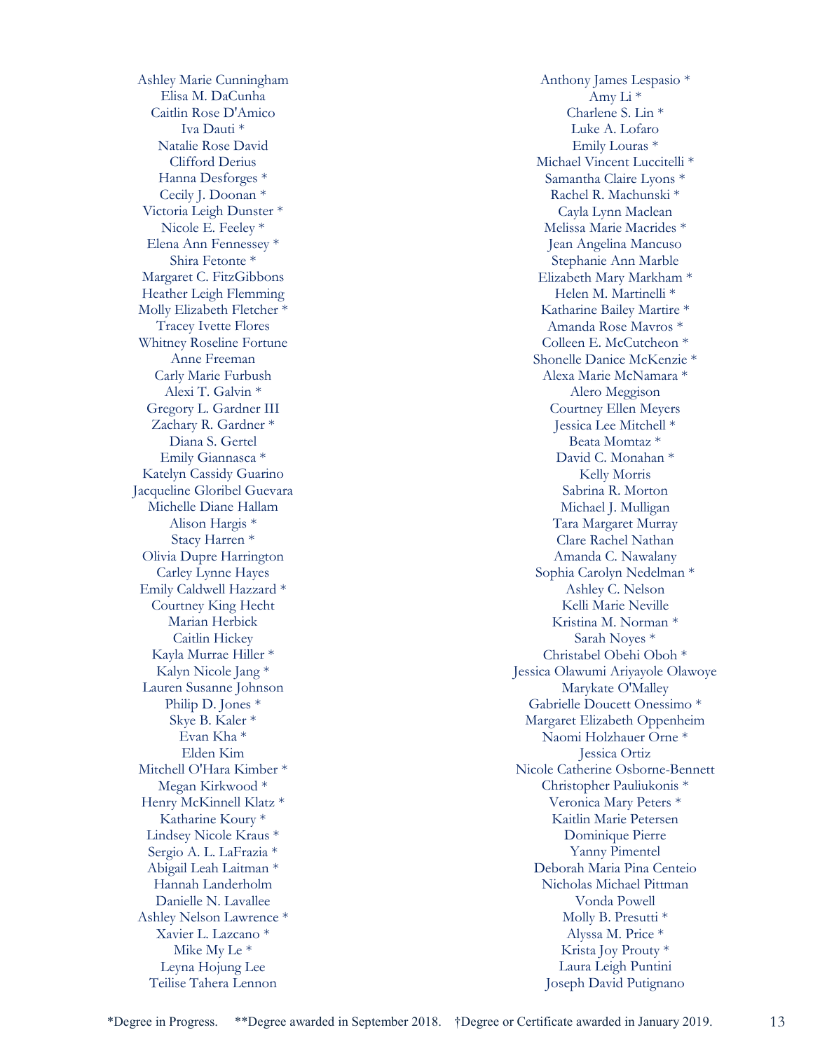Ashley Marie Cunningham
Elisa M. DaCunha
Caitlin Rose D'Amico
Iva Dauti *
Natalie Rose David
Clifford Derius
Hanna Desforges *
Cecily J. Doonan *
Victoria Leigh Dunster *
Nicole E. Feeley *
Elena Ann Fennessey *
Shira Fetonte *
Margaret C. FitzGibbons
Heather Leigh Flemming
Molly Elizabeth Fletcher *
Tracey Ivette Flores
Whitney Roseline Fortune
Anne Freeman
Carly Marie Furbush
Alexi T. Galvin *
Gregory L. Gardner III
Zachary R. Gardner *
Diana S. Gertel
Emily Giannasca *
Katelyn Cassidy Guarino
Jacqueline Gloribel Guevara
Michelle Diane Hallam
Alison Hargis *
Stacy Harren *
Olivia Dupre Harrington
Carley Lynne Hayes
Emily Caldwell Hazzard *
Courtney King Hecht
Marian Herbick
Caitlin Hickey
Kayla Murrae Hiller *
Kalyn Nicole Jang *
Lauren Susanne Johnson
Philip D. Jones *
Skye B. Kaler *
Evan Kha *
Elden Kim
Mitchell O'Hara Kimber *
Megan Kirkwood *
Henry McKinnell Klatz *
Katharine Koury *
Lindsey Nicole Kraus *
Sergio A. L. LaFrazia *
Abigail Leah Laitman *
Hannah Landerholm
Danielle N. Lavallee
Ashley Nelson Lawrence *
Xavier L. Lazcano *
Mike My Le *
Leyna Hojung Lee
Teilise Tahera Lennon

Anthony James Lespasio *
Amy Li *
Charlene S. Lin *
Luke A. Lofaro
Emily Louras *
Michael Vincent Luccitelli *
Samantha Claire Lyons *
Rachel R. Machunski *
Cayla Lynn Maclean
Melissa Marie Macrides *
Jean Angelina Mancuso
Stephanie Ann Marble
Elizabeth Mary Markham *
Helen M. Martinelli *
Katharine Bailey Martire *
Amanda Rose Mavros *
Colleen E. McCutcheon *
Shonelle Danice McKenzie *
Alexa Marie McNamara *
Alero Meggison
Courtney Ellen Meyers
Jessica Lee Mitchell *
Beata Momtaz *
David C. Monahan *
Kelly Morris
Sabrina R. Morton
Michael J. Mulligan
Tara Margaret Murray
Clare Rachel Nathan
Amanda C. Nawalany
Sophia Carolyn Nedelman *
Ashley C. Nelson
Kelli Marie Neville
Kristina M. Norman *
Sarah Noyes *
Christabel Obehi Oboh *
Jessica Olawumi Ariyayole Olawoye
Marykate O'Malley
Gabrielle Doucett Onessimo *
Margaret Elizabeth Oppenheim
Naomi Holzhauer Orne *
Jessica Ortiz
Nicole Catherine Osborne-Bennett
Christopher Pauliukonis *
Veronica Mary Peters *
Kaitlin Marie Petersen
Dominique Pierre
Yanny Pimentel
Deborah Maria Pina Centeio
Nicholas Michael Pittman
Vonda Powell
Molly B. Presutti *
Alyssa M. Price *
Krista Joy Prouty *
Laura Leigh Puntini
Joseph David Putignano

*Degree in Progress. **Degree awarded in September 2018. †Degree or Certificate awarded in January 2019.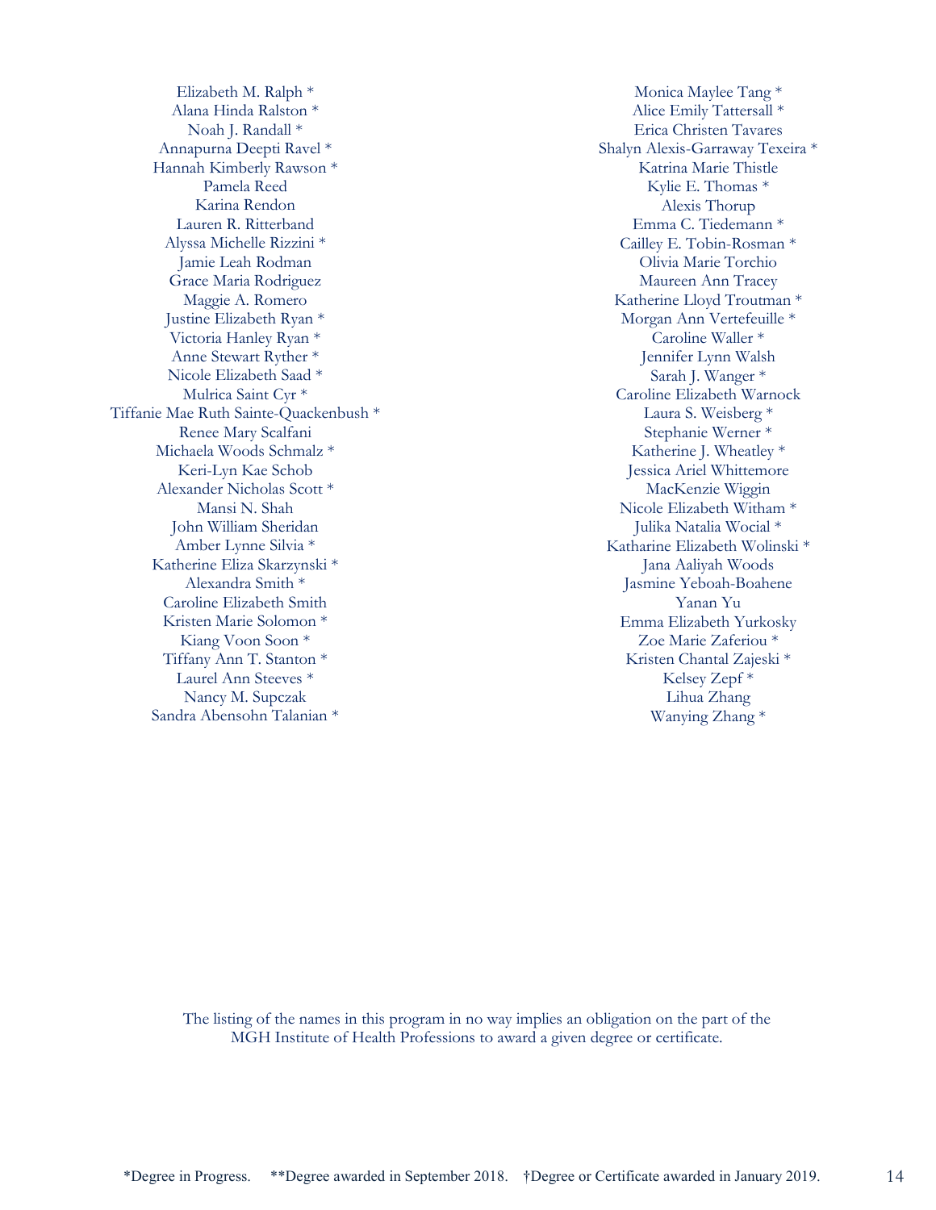Elizabeth M. Ralph *
Alana Hinda Ralston *
Noah J. Randall *
Annapurna Deepti Ravel *
Hannah Kimberly Rawson *
Pamela Reed
Karina Rendon
Lauren R. Ritterband
Alyssa Michelle Rizzini *
Jamie Leah Rodman
Grace Maria Rodriguez
Maggie A. Romero
Justine Elizabeth Ryan *
Victoria Hanley Ryan *
Anne Stewart Ryther *
Nicole Elizabeth Saad *
Mulrica Saint Cyr *
Tiffanie Mae Ruth Sainte-Quackenbush *
Renee Mary Scalfani
Michaela Woods Schmalz *
Keri-Lyn Kae Schob
Alexander Nicholas Scott *
Mansi N. Shah
John William Sheridan
Amber Lynne Silvia *
Katherine Eliza Skarzynski *
Alexandra Smith *
Caroline Elizabeth Smith
Kristen Marie Solomon *
Kiang Voon Soon *
Tiffany Ann T. Stanton *
Laurel Ann Steeves *
Nancy M. Supczak
Sandra Abensohn Talanian *

Monica Maylee Tang *
Alice Emily Tattersall *
Erica Christen Tavares
Shalyn Alexis-Garraway Texeira *
Katrina Marie Thistle
Kylie E. Thomas *
Alexis Thorup
Emma C. Tiedemann *
Cailley E. Tobin-Rosman *
Olivia Marie Torchio
Maureen Ann Tracey
Katherine Lloyd Troutman *
Morgan Ann Vertefeuille *
Caroline Waller *
Jennifer Lynn Walsh
Sarah J. Wanger *
Caroline Elizabeth Warnock
Laura S. Weisberg *
Stephanie Werner *
Katherine J. Wheatley *
Jessica Ariel Whittemore
MacKenzie Wiggin
Nicole Elizabeth Witham *
Julika Natalia Wocial *
Katharine Elizabeth Wolinski *
Jana Aaliyah Woods
Jasmine Yeboah-Boahene
Yanan Yu
Emma Elizabeth Yurkosky
Zoe Marie Zaferiou *
Kristen Chantal Zajeski *
Kelsey Zepf *
Lihua Zhang
Wanying Zhang *

The listing of the names in this program in no way implies an obligation on the part of the MGH Institute of Health Professions to award a given degree or certificate.

*Degree in Progress. **Degree awarded in September 2018. †Degree or Certificate awarded in January 2019.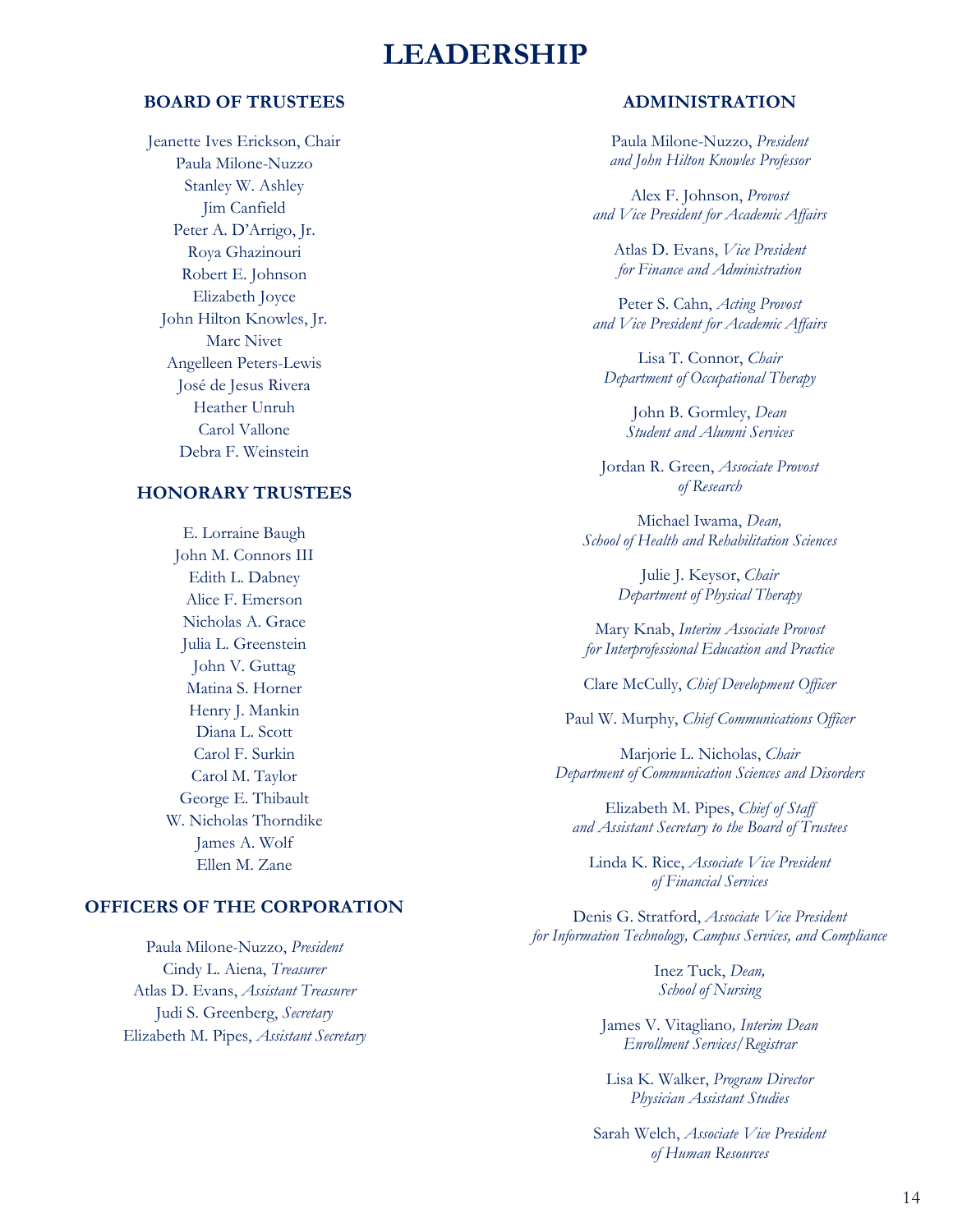# LEADERSHIP

## BOARD OF TRUSTEES

Jeanette Ives Erickson, Chair
Paula Milone-Nuzzo
Stanley W. Ashley
Jim Canfield
Peter A. D'Arrigo, Jr.
Roya Ghazinouri
Robert E. Johnson
Elizabeth Joyce
John Hilton Knowles, Jr.
Marc Nivet
Angelleen Peters-Lewis
José de Jesus Rivera
Heather Unruh
Carol Vallone
Debra F. Weinstein

## HONORARY TRUSTEES

E. Lorraine Baugh
John M. Connors III
Edith L. Dabney
Alice F. Emerson
Nicholas A. Grace
Julia L. Greenstein
John V. Guttag
Matina S. Horner
Henry J. Mankin
Diana L. Scott
Carol F. Surkin
Carol M. Taylor
George E. Thibault
W. Nicholas Thorndike
James A. Wolf
Ellen M. Zane

## OFFICERS OF THE CORPORATION

Paula Milone-Nuzzo, *President*
Cindy L. Aiena, *Treasurer*
Atlas D. Evans, *Assistant Treasurer*
Judi S. Greenberg, *Secretary*
Elizabeth M. Pipes, *Assistant Secretary*

## ADMINISTRATION

Paula Milone-Nuzzo, *President and John Hilton Knowles Professor*

Alex F. Johnson, *Provost and Vice President for Academic Affairs*

Atlas D. Evans, *Vice President for Finance and Administration*

Peter S. Cahn, *Acting Provost and Vice President for Academic Affairs*

Lisa T. Connor, *Chair Department of Occupational Therapy*

John B. Gormley, *Dean Student and Alumni Services*

Jordan R. Green, *Associate Provost of Research*

Michael Iwama, *Dean, School of Health and Rehabilitation Sciences*

Julie J. Keysor, *Chair Department of Physical Therapy*

Mary Knab, *Interim Associate Provost for Interprofessional Education and Practice*

Clare McCully, *Chief Development Officer*

Paul W. Murphy, *Chief Communications Officer*

Marjorie L. Nicholas, *Chair Department of Communication Sciences and Disorders*

Elizabeth M. Pipes, *Chief of Staff and Assistant Secretary to the Board of Trustees*

Linda K. Rice, *Associate Vice President of Financial Services*

Denis G. Stratford, *Associate Vice President for Information Technology, Campus Services, and Compliance*

Inez Tuck, *Dean, School of Nursing*

James V. Vitagliano, *Interim Dean Enrollment Services/Registrar*

Lisa K. Walker, *Program Director Physician Assistant Studies*

Sarah Welch, *Associate Vice President of Human Resources*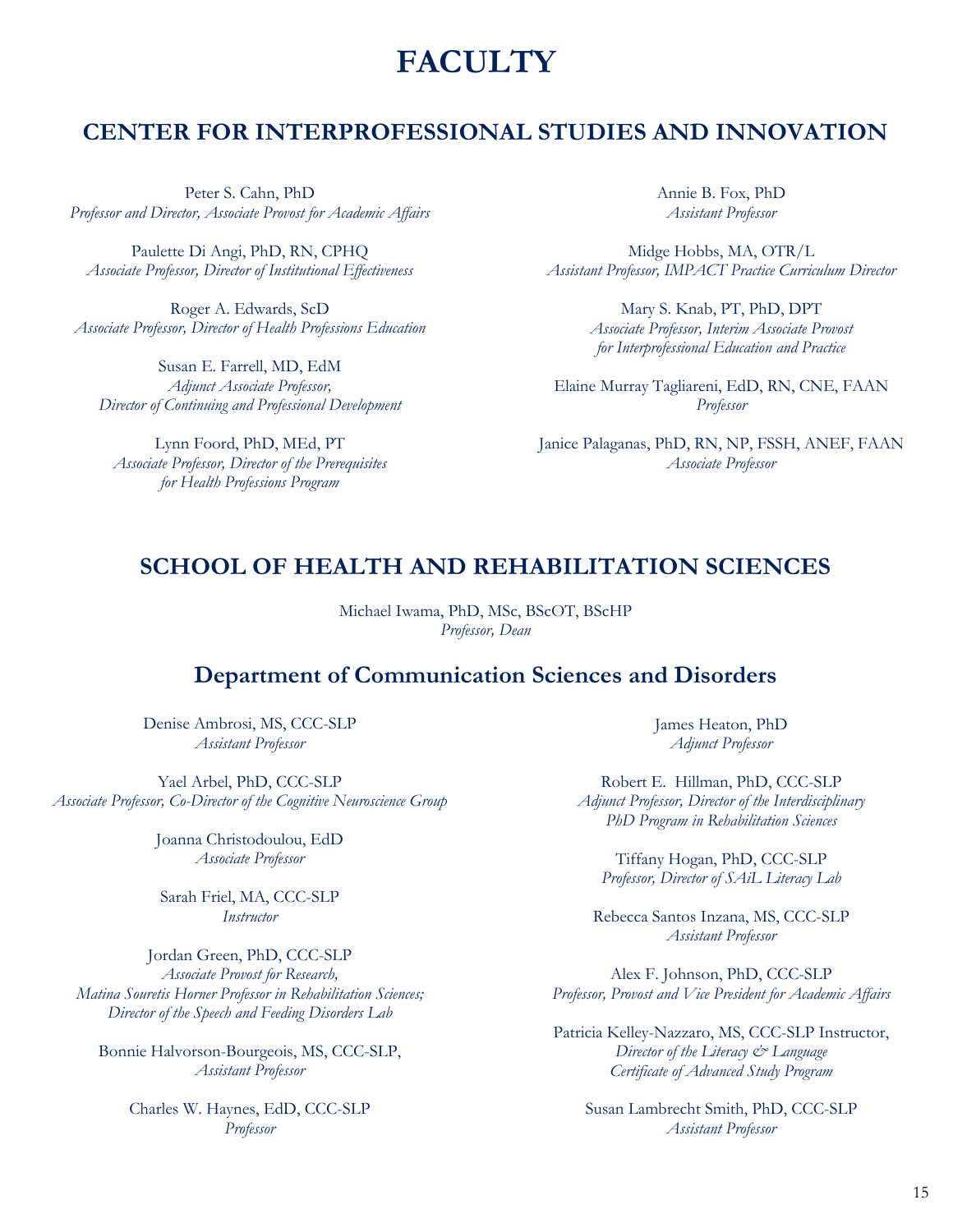# FACULTY

## CENTER FOR INTERPROFESSIONAL STUDIES AND INNOVATION

Peter S. Cahn, PhD
*Professor and Director, Associate Provost for Academic Affairs*

Paulette Di Angi, PhD, RN, CPHQ
*Associate Professor, Director of Institutional Effectiveness*

Roger A. Edwards, ScD
*Associate Professor, Director of Health Professions Education*

Susan E. Farrell, MD, EdM
*Adjunct Associate Professor,*
*Director of Continuing and Professional Development*

Lynn Foord, PhD, MEd, PT
*Associate Professor, Director of the Prerequisites*
*for Health Professions Program*

Annie B. Fox, PhD
*Assistant Professor*

Midge Hobbs, MA, OTR/L
*Assistant Professor, IMPACT Practice Curriculum Director*

Mary S. Knab, PT, PhD, DPT
*Associate Professor, Interim Associate Provost*
*for Interprofessional Education and Practice*

Elaine Murray Tagliareni, EdD, RN, CNE, FAAN
*Professor*

Janice Palaganas, PhD, RN, NP, FSSH, ANEF, FAAN
*Associate Professor*

## SCHOOL OF HEALTH AND REHABILITATION SCIENCES

Michael Iwama, PhD, MSc, BScOT, BScHP
*Professor, Dean*

### Department of Communication Sciences and Disorders

Denise Ambrosi, MS, CCC-SLP
*Assistant Professor*

Yael Arbel, PhD, CCC-SLP
*Associate Professor, Co-Director of the Cognitive Neuroscience Group*

Joanna Christodoulou, EdD
*Associate Professor*

Sarah Friel, MA, CCC-SLP
*Instructor*

Jordan Green, PhD, CCC-SLP
*Associate Provost for Research,*
*Matina Souretis Horner Professor in Rehabilitation Sciences;*
*Director of the Speech and Feeding Disorders Lab*

Bonnie Halvorson-Bourgeois, MS, CCC-SLP,
*Assistant Professor*

Charles W. Haynes, EdD, CCC-SLP
*Professor*

James Heaton, PhD
*Adjunct Professor*

Robert E. Hillman, PhD, CCC-SLP
*Adjunct Professor, Director of the Interdisciplinary*
*PhD Program in Rehabilitation Sciences*

Tiffany Hogan, PhD, CCC-SLP
*Professor, Director of SAiL Literacy Lab*

Rebecca Santos Inzana, MS, CCC-SLP
*Assistant Professor*

Alex F. Johnson, PhD, CCC-SLP
*Professor, Provost and Vice President for Academic Affairs*

Patricia Kelley-Nazzaro, MS, CCC-SLP Instructor,
*Director of the Literacy & Language*
*Certificate of Advanced Study Program*

Susan Lambrecht Smith, PhD, CCC-SLP
*Assistant Professor*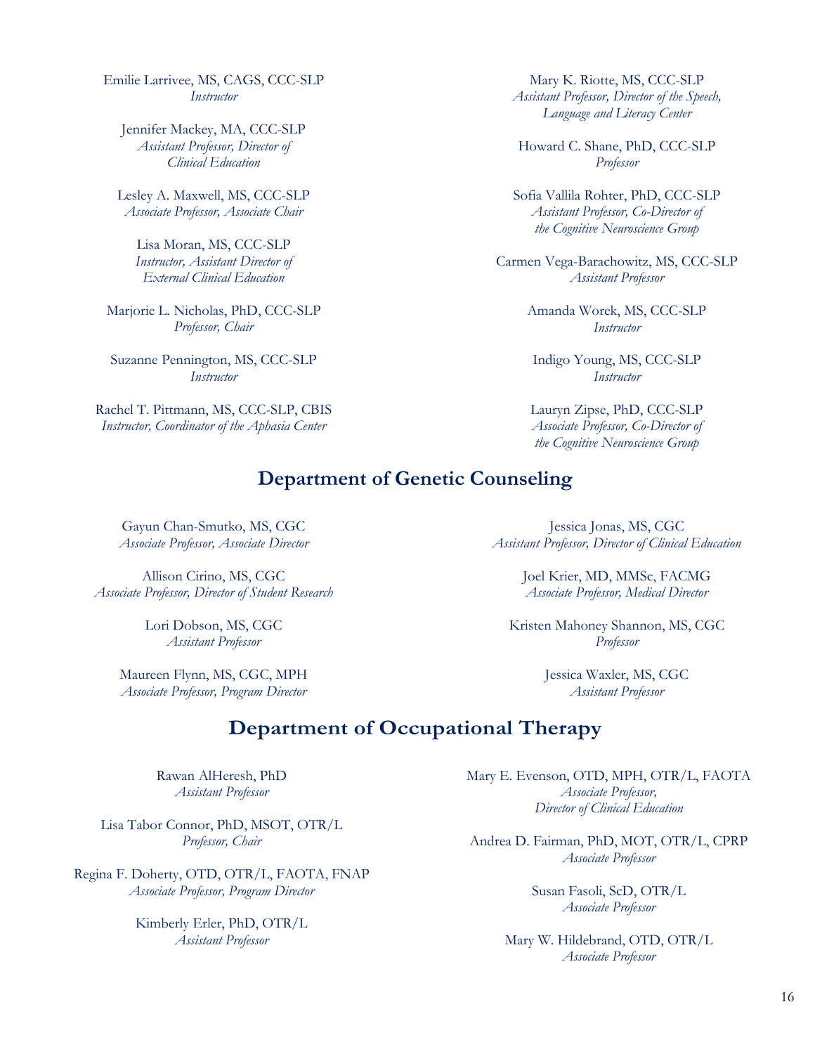Emilie Larrivee, MS, CAGS, CCC-SLP
*Instructor*

Jennifer Mackey, MA, CCC-SLP
*Assistant Professor, Director of Clinical Education*

Lesley A. Maxwell, MS, CCC-SLP
*Associate Professor, Associate Chair*

Lisa Moran, MS, CCC-SLP
*Instructor, Assistant Director of External Clinical Education*

Marjorie L. Nicholas, PhD, CCC-SLP
*Professor, Chair*

Suzanne Pennington, MS, CCC-SLP
*Instructor*

Rachel T. Pittmann, MS, CCC-SLP, CBIS
*Instructor, Coordinator of the Aphasia Center*

Mary K. Riotte, MS, CCC-SLP
*Assistant Professor, Director of the Speech, Language and Literacy Center*

Howard C. Shane, PhD, CCC-SLP
*Professor*

Sofia Vallila Rohter, PhD, CCC-SLP
*Assistant Professor, Co-Director of the Cognitive Neuroscience Group*

Carmen Vega-Barachowitz, MS, CCC-SLP
*Assistant Professor*

Amanda Worek, MS, CCC-SLP
*Instructor*

Indigo Young, MS, CCC-SLP
*Instructor*

Lauryn Zipse, PhD, CCC-SLP
*Associate Professor, Co-Director of the Cognitive Neuroscience Group*

## Department of Genetic Counseling

Gayun Chan-Smutko, MS, CGC
*Associate Professor, Associate Director*

Allison Cirino, MS, CGC
*Associate Professor, Director of Student Research*

Lori Dobson, MS, CGC
*Assistant Professor*

Maureen Flynn, MS, CGC, MPH
*Associate Professor, Program Director*

Jessica Jonas, MS, CGC
*Assistant Professor, Director of Clinical Education*

Joel Krier, MD, MMSc, FACMG
*Associate Professor, Medical Director*

Kristen Mahoney Shannon, MS, CGC
*Professor*

Jessica Waxler, MS, CGC
*Assistant Professor*

## Department of Occupational Therapy

Rawan AlHeresh, PhD
*Assistant Professor*

Lisa Tabor Connor, PhD, MSOT, OTR/L
*Professor, Chair*

Regina F. Doherty, OTD, OTR/L, FAOTA, FNAP
*Associate Professor, Program Director*

Kimberly Erler, PhD, OTR/L
*Assistant Professor*

Mary E. Evenson, OTD, MPH, OTR/L, FAOTA
*Associate Professor, Director of Clinical Education*

Andrea D. Fairman, PhD, MOT, OTR/L, CPRP
*Associate Professor*

Susan Fasoli, ScD, OTR/L
*Associate Professor*

Mary W. Hildebrand, OTD, OTR/L
*Associate Professor*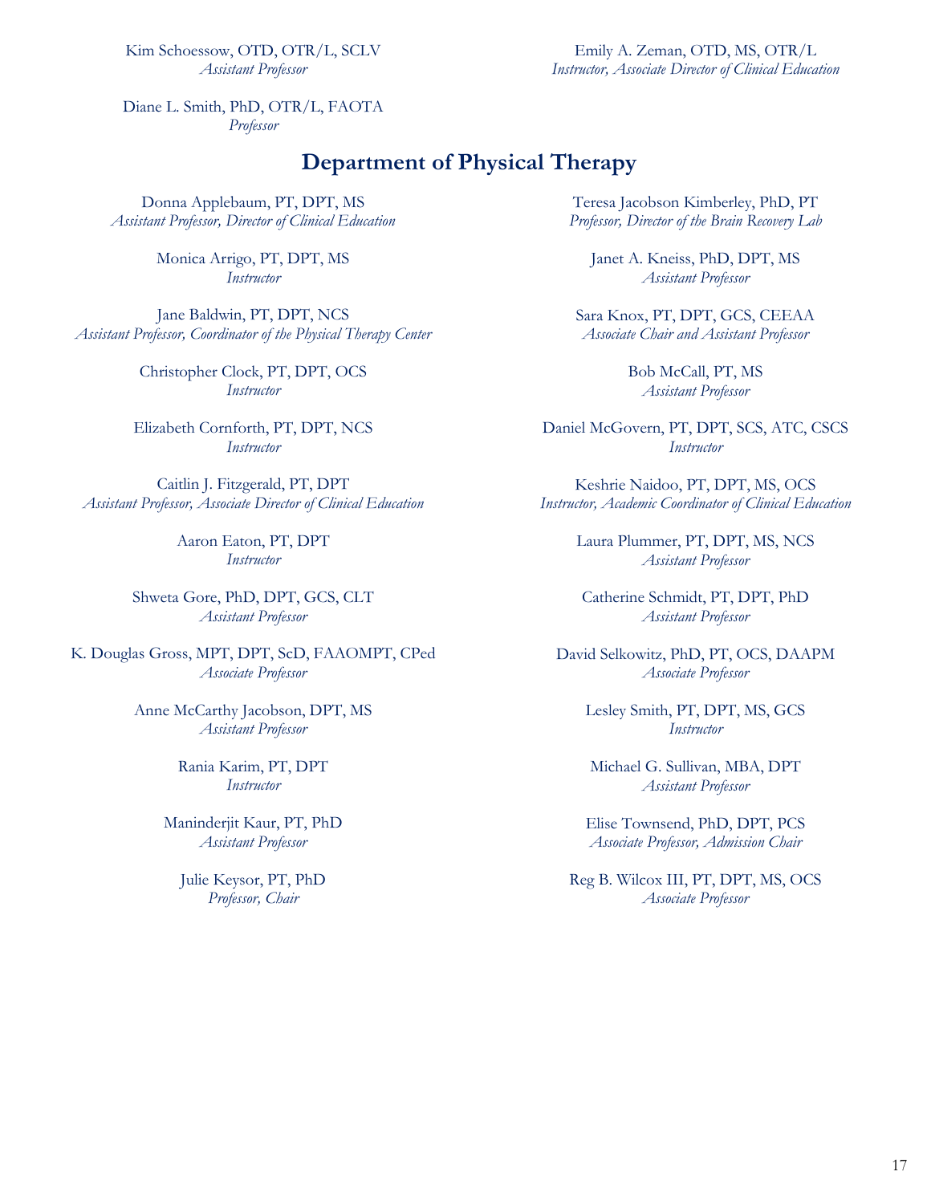Kim Schoessow, OTD, OTR/L, SCLV
*Assistant Professor*

Diane L. Smith, PhD, OTR/L, FAOTA
*Professor*

Emily A. Zeman, OTD, MS, OTR/L
*Instructor, Associate Director of Clinical Education*

## Department of Physical Therapy

Donna Applebaum, PT, DPT, MS
*Assistant Professor, Director of Clinical Education*

Monica Arrigo, PT, DPT, MS
*Instructor*

Jane Baldwin, PT, DPT, NCS
*Assistant Professor, Coordinator of the Physical Therapy Center*

Christopher Clock, PT, DPT, OCS
*Instructor*

Elizabeth Cornforth, PT, DPT, NCS
*Instructor*

Caitlin J. Fitzgerald, PT, DPT
*Assistant Professor, Associate Director of Clinical Education*

Aaron Eaton, PT, DPT
*Instructor*

Shweta Gore, PhD, DPT, GCS, CLT
*Assistant Professor*

K. Douglas Gross, MPT, DPT, ScD, FAAOMPT, CPed
*Associate Professor*

Anne McCarthy Jacobson, DPT, MS
*Assistant Professor*

Rania Karim, PT, DPT
*Instructor*

Maninderjit Kaur, PT, PhD
*Assistant Professor*

Julie Keysor, PT, PhD
*Professor, Chair*

Teresa Jacobson Kimberley, PhD, PT
*Professor, Director of the Brain Recovery Lab*

Janet A. Kneiss, PhD, DPT, MS
*Assistant Professor*

Sara Knox, PT, DPT, GCS, CEEAA
*Associate Chair and Assistant Professor*

Bob McCall, PT, MS
*Assistant Professor*

Daniel McGovern, PT, DPT, SCS, ATC, CSCS
*Instructor*

Keshrie Naidoo, PT, DPT, MS, OCS
*Instructor, Academic Coordinator of Clinical Education*

Laura Plummer, PT, DPT, MS, NCS
*Assistant Professor*

Catherine Schmidt, PT, DPT, PhD
*Assistant Professor*

David Selkowitz, PhD, PT, OCS, DAAPM
*Associate Professor*

Lesley Smith, PT, DPT, MS, GCS
*Instructor*

Michael G. Sullivan, MBA, DPT
*Assistant Professor*

Elise Townsend, PhD, DPT, PCS
*Associate Professor, Admission Chair*

Reg B. Wilcox III, PT, DPT, MS, OCS
*Associate Professor*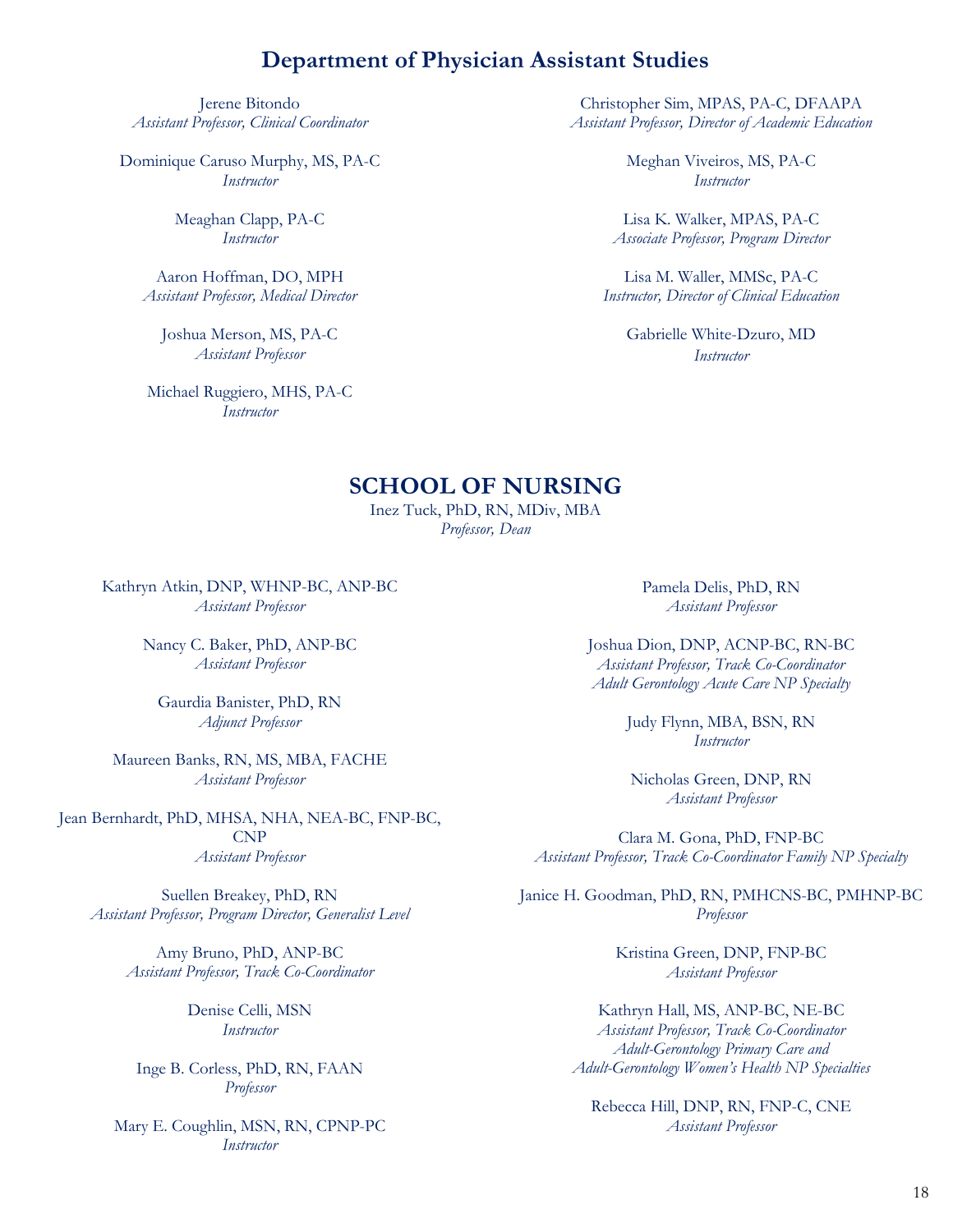## Department of Physician Assistant Studies

Jerene Bitondo
*Assistant Professor, Clinical Coordinator*

Dominique Caruso Murphy, MS, PA-C
*Instructor*

Meaghan Clapp, PA-C
*Instructor*

Aaron Hoffman, DO, MPH
*Assistant Professor, Medical Director*

Joshua Merson, MS, PA-C
*Assistant Professor*

Michael Ruggiero, MHS, PA-C
*Instructor*

Christopher Sim, MPAS, PA-C, DFAAPA
*Assistant Professor, Director of Academic Education*

Meghan Viveiros, MS, PA-C
*Instructor*

Lisa K. Walker, MPAS, PA-C
*Associate Professor, Program Director*

Lisa M. Waller, MMSc, PA-C
*Instructor, Director of Clinical Education*

Gabrielle White-Dzuro, MD
*Instructor*

# SCHOOL OF NURSING

Inez Tuck, PhD, RN, MDiv, MBA
*Professor, Dean*

Kathryn Atkin, DNP, WHNP-BC, ANP-BC
*Assistant Professor*

Nancy C. Baker, PhD, ANP-BC
*Assistant Professor*

Gaurdia Banister, PhD, RN
*Adjunct Professor*

Maureen Banks, RN, MS, MBA, FACHE
*Assistant Professor*

Jean Bernhardt, PhD, MHSA, NHA, NEA-BC, FNP-BC, CNP
*Assistant Professor*

Suellen Breakey, PhD, RN
*Assistant Professor, Program Director, Generalist Level*

Amy Bruno, PhD, ANP-BC
*Assistant Professor, Track Co-Coordinator*

Denise Celli, MSN
*Instructor*

Inge B. Corless, PhD, RN, FAAN
*Professor*

Mary E. Coughlin, MSN, RN, CPNP-PC
*Instructor*

Pamela Delis, PhD, RN
*Assistant Professor*

Joshua Dion, DNP, ACNP-BC, RN-BC
*Assistant Professor, Track Co-Coordinator*
*Adult Gerontology Acute Care NP Specialty*

Judy Flynn, MBA, BSN, RN
*Instructor*

Nicholas Green, DNP, RN
*Assistant Professor*

Clara M. Gona, PhD, FNP-BC
*Assistant Professor, Track Co-Coordinator Family NP Specialty*

Janice H. Goodman, PhD, RN, PMHCNS-BC, PMHNP-BC
*Professor*

Kristina Green, DNP, FNP-BC
*Assistant Professor*

Kathryn Hall, MS, ANP-BC, NE-BC
*Assistant Professor, Track Co-Coordinator*
*Adult-Gerontology Primary Care and*
*Adult-Gerontology Women's Health NP Specialties*

Rebecca Hill, DNP, RN, FNP-C, CNE
*Assistant Professor*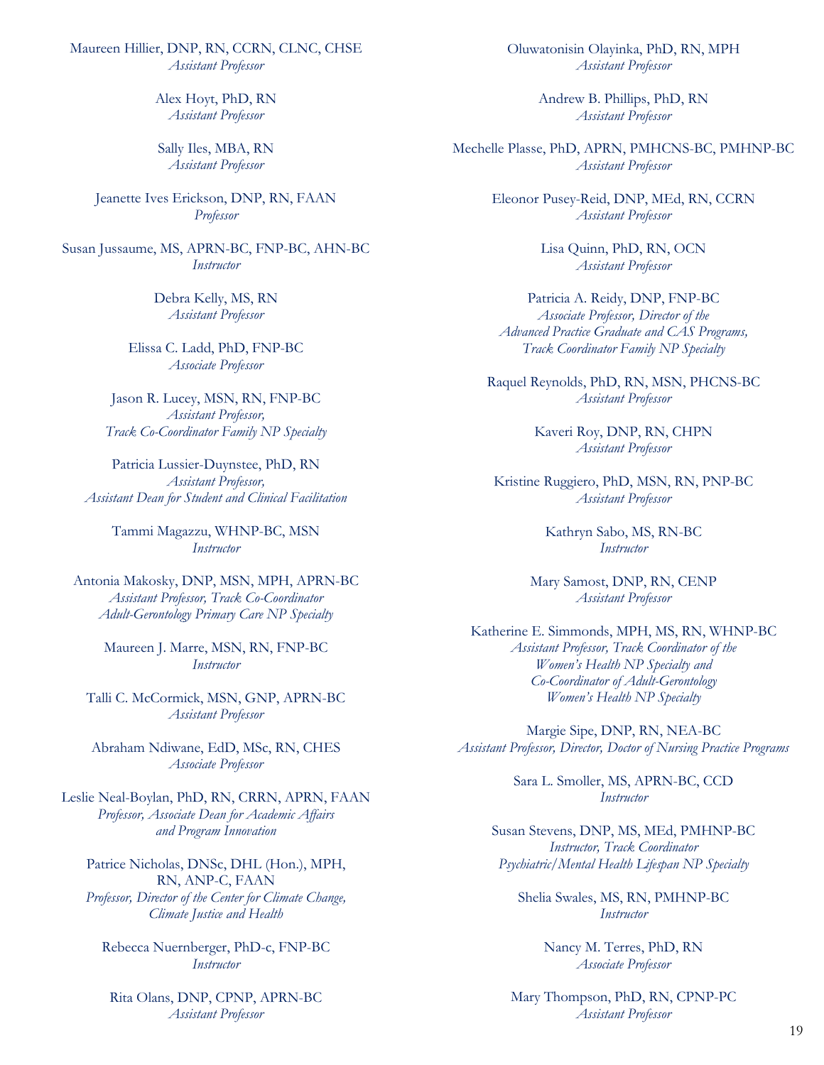Maureen Hillier, DNP, RN, CCRN, CLNC, CHSE
*Assistant Professor*

Alex Hoyt, PhD, RN
*Assistant Professor*

Sally Iles, MBA, RN
*Assistant Professor*

Jeanette Ives Erickson, DNP, RN, FAAN
*Professor*

Susan Jussaume, MS, APRN-BC, FNP-BC, AHN-BC
*Instructor*

Debra Kelly, MS, RN
*Assistant Professor*

Elissa C. Ladd, PhD, FNP-BC
*Associate Professor*

Jason R. Lucey, MSN, RN, FNP-BC
*Assistant Professor,*
*Track Co-Coordinator Family NP Specialty*

Patricia Lussier-Duynstee, PhD, RN
*Assistant Professor,*
*Assistant Dean for Student and Clinical Facilitation*

Tammi Magazzu, WHNP-BC, MSN
*Instructor*

Antonia Makosky, DNP, MSN, MPH, APRN-BC
*Assistant Professor, Track Co-Coordinator*
*Adult-Gerontology Primary Care NP Specialty*

Maureen J. Marre, MSN, RN, FNP-BC
*Instructor*

Talli C. McCormick, MSN, GNP, APRN-BC
*Assistant Professor*

Abraham Ndiwane, EdD, MSc, RN, CHES
*Associate Professor*

Leslie Neal-Boylan, PhD, RN, CRRN, APRN, FAAN
*Professor, Associate Dean for Academic Affairs*
*and Program Innovation*

Patrice Nicholas, DNSc, DHL (Hon.), MPH,
RN, ANP-C, FAAN
*Professor, Director of the Center for Climate Change,*
*Climate Justice and Health*

Rebecca Nuernberger, PhD-c, FNP-BC
*Instructor*

Rita Olans, DNP, CPNP, APRN-BC
*Assistant Professor*

Oluwatonisin Olayinka, PhD, RN, MPH
*Assistant Professor*

Andrew B. Phillips, PhD, RN
*Assistant Professor*

Mechelle Plasse, PhD, APRN, PMHCNS-BC, PMHNP-BC
*Assistant Professor*

Eleonor Pusey-Reid, DNP, MEd, RN, CCRN
*Assistant Professor*

Lisa Quinn, PhD, RN, OCN
*Assistant Professor*

Patricia A. Reidy, DNP, FNP-BC
*Associate Professor, Director of the*
*Advanced Practice Graduate and CAS Programs,*
*Track Coordinator Family NP Specialty*

Raquel Reynolds, PhD, RN, MSN, PHCNS-BC
*Assistant Professor*

Kaveri Roy, DNP, RN, CHPN
*Assistant Professor*

Kristine Ruggiero, PhD, MSN, RN, PNP-BC
*Assistant Professor*

Kathryn Sabo, MS, RN-BC
*Instructor*

Mary Samost, DNP, RN, CENP
*Assistant Professor*

Katherine E. Simmonds, MPH, MS, RN, WHNP-BC
*Assistant Professor, Track Coordinator of the*
*Women's Health NP Specialty and*
*Co-Coordinator of Adult-Gerontology*
*Women's Health NP Specialty*

Margie Sipe, DNP, RN, NEA-BC
*Assistant Professor, Director, Doctor of Nursing Practice Programs*

Sara L. Smoller, MS, APRN-BC, CCD
*Instructor*

Susan Stevens, DNP, MS, MEd, PMHNP-BC
*Instructor, Track Coordinator*
*Psychiatric/Mental Health Lifespan NP Specialty*

Shelia Swales, MS, RN, PMHNP-BC
*Instructor*

Nancy M. Terres, PhD, RN
*Associate Professor*

Mary Thompson, PhD, RN, CPNP-PC
*Assistant Professor*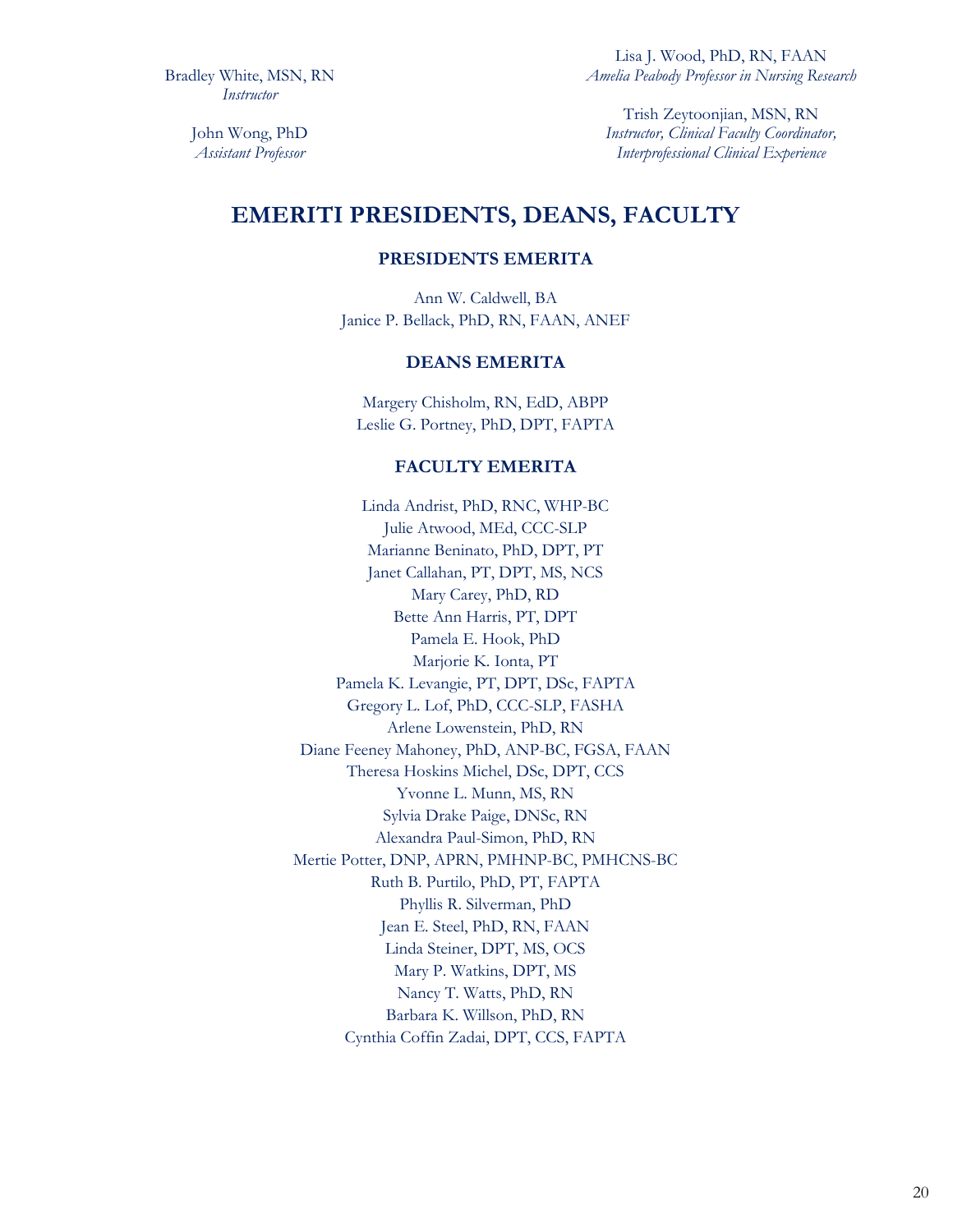Bradley White, MSN, RN
*Instructor*

John Wong, PhD
*Assistant Professor*

Lisa J. Wood, PhD, RN, FAAN
*Amelia Peabody Professor in Nursing Research*

Trish Zeytoonjian, MSN, RN
*Instructor, Clinical Faculty Coordinator, Interprofessional Clinical Experience*

# EMERITI PRESIDENTS, DEANS, FACULTY

## PRESIDENTS EMERITA

Ann W. Caldwell, BA
Janice P. Bellack, PhD, RN, FAAN, ANEF

## DEANS EMERITA

Margery Chisholm, RN, EdD, ABPP
Leslie G. Portney, PhD, DPT, FAPTA

## FACULTY EMERITA

Linda Andrist, PhD, RNC, WHP-BC
Julie Atwood, MEd, CCC-SLP
Marianne Beninato, PhD, DPT, PT
Janet Callahan, PT, DPT, MS, NCS
Mary Carey, PhD, RD
Bette Ann Harris, PT, DPT
Pamela E. Hook, PhD
Marjorie K. Ionta, PT
Pamela K. Levangie, PT, DPT, DSc, FAPTA
Gregory L. Lof, PhD, CCC-SLP, FASHA
Arlene Lowenstein, PhD, RN
Diane Feeney Mahoney, PhD, ANP-BC, FGSA, FAAN
Theresa Hoskins Michel, DSc, DPT, CCS
Yvonne L. Munn, MS, RN
Sylvia Drake Paige, DNSc, RN
Alexandra Paul-Simon, PhD, RN
Mertie Potter, DNP, APRN, PMHNP-BC, PMHCNS-BC
Ruth B. Purtilo, PhD, PT, FAPTA
Phyllis R. Silverman, PhD
Jean E. Steel, PhD, RN, FAAN
Linda Steiner, DPT, MS, OCS
Mary P. Watkins, DPT, MS
Nancy T. Watts, PhD, RN
Barbara K. Willson, PhD, RN
Cynthia Coffin Zadai, DPT, CCS, FAPTA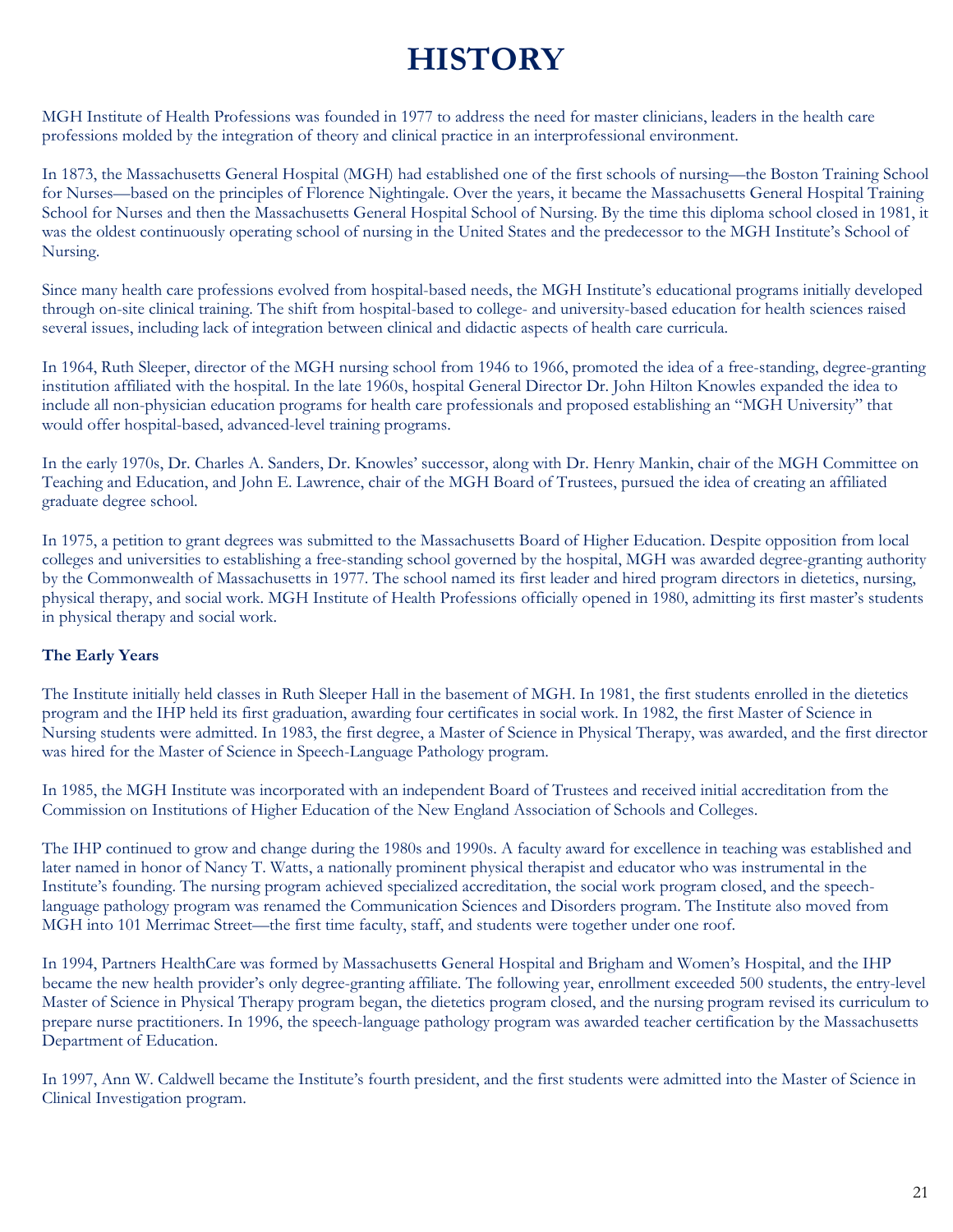# HISTORY

MGH Institute of Health Professions was founded in 1977 to address the need for master clinicians, leaders in the health care professions molded by the integration of theory and clinical practice in an interprofessional environment.

In 1873, the Massachusetts General Hospital (MGH) had established one of the first schools of nursing—the Boston Training School for Nurses—based on the principles of Florence Nightingale. Over the years, it became the Massachusetts General Hospital Training School for Nurses and then the Massachusetts General Hospital School of Nursing. By the time this diploma school closed in 1981, it was the oldest continuously operating school of nursing in the United States and the predecessor to the MGH Institute's School of Nursing.

Since many health care professions evolved from hospital-based needs, the MGH Institute's educational programs initially developed through on-site clinical training. The shift from hospital-based to college- and university-based education for health sciences raised several issues, including lack of integration between clinical and didactic aspects of health care curricula.

In 1964, Ruth Sleeper, director of the MGH nursing school from 1946 to 1966, promoted the idea of a free-standing, degree-granting institution affiliated with the hospital. In the late 1960s, hospital General Director Dr. John Hilton Knowles expanded the idea to include all non-physician education programs for health care professionals and proposed establishing an "MGH University" that would offer hospital-based, advanced-level training programs.

In the early 1970s, Dr. Charles A. Sanders, Dr. Knowles' successor, along with Dr. Henry Mankin, chair of the MGH Committee on Teaching and Education, and John E. Lawrence, chair of the MGH Board of Trustees, pursued the idea of creating an affiliated graduate degree school.

In 1975, a petition to grant degrees was submitted to the Massachusetts Board of Higher Education. Despite opposition from local colleges and universities to establishing a free-standing school governed by the hospital, MGH was awarded degree-granting authority by the Commonwealth of Massachusetts in 1977. The school named its first leader and hired program directors in dietetics, nursing, physical therapy, and social work. MGH Institute of Health Professions officially opened in 1980, admitting its first master's students in physical therapy and social work.

**The Early Years**

The Institute initially held classes in Ruth Sleeper Hall in the basement of MGH. In 1981, the first students enrolled in the dietetics program and the IHP held its first graduation, awarding four certificates in social work. In 1982, the first Master of Science in Nursing students were admitted. In 1983, the first degree, a Master of Science in Physical Therapy, was awarded, and the first director was hired for the Master of Science in Speech-Language Pathology program.

In 1985, the MGH Institute was incorporated with an independent Board of Trustees and received initial accreditation from the Commission on Institutions of Higher Education of the New England Association of Schools and Colleges.

The IHP continued to grow and change during the 1980s and 1990s. A faculty award for excellence in teaching was established and later named in honor of Nancy T. Watts, a nationally prominent physical therapist and educator who was instrumental in the Institute's founding. The nursing program achieved specialized accreditation, the social work program closed, and the speech-language pathology program was renamed the Communication Sciences and Disorders program. The Institute also moved from MGH into 101 Merrimac Street—the first time faculty, staff, and students were together under one roof.

In 1994, Partners HealthCare was formed by Massachusetts General Hospital and Brigham and Women's Hospital, and the IHP became the new health provider's only degree-granting affiliate. The following year, enrollment exceeded 500 students, the entry-level Master of Science in Physical Therapy program began, the dietetics program closed, and the nursing program revised its curriculum to prepare nurse practitioners. In 1996, the speech-language pathology program was awarded teacher certification by the Massachusetts Department of Education.

In 1997, Ann W. Caldwell became the Institute's fourth president, and the first students were admitted into the Master of Science in Clinical Investigation program.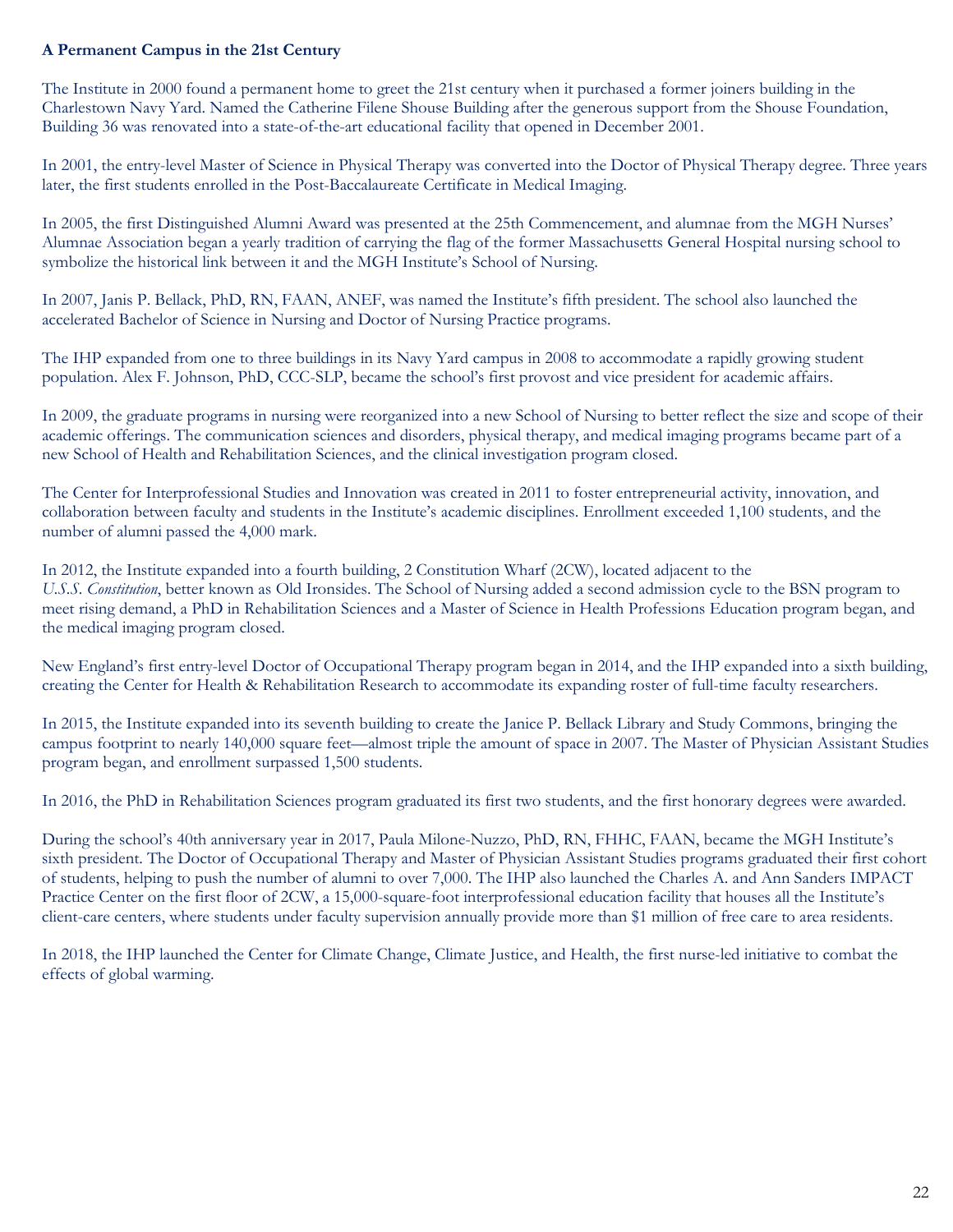**A Permanent Campus in the 21st Century**

The Institute in 2000 found a permanent home to greet the 21st century when it purchased a former joiners building in the Charlestown Navy Yard. Named the Catherine Filene Shouse Building after the generous support from the Shouse Foundation, Building 36 was renovated into a state-of-the-art educational facility that opened in December 2001.

In 2001, the entry-level Master of Science in Physical Therapy was converted into the Doctor of Physical Therapy degree. Three years later, the first students enrolled in the Post-Baccalaureate Certificate in Medical Imaging.

In 2005, the first Distinguished Alumni Award was presented at the 25th Commencement, and alumnae from the MGH Nurses' Alumnae Association began a yearly tradition of carrying the flag of the former Massachusetts General Hospital nursing school to symbolize the historical link between it and the MGH Institute's School of Nursing.

In 2007, Janis P. Bellack, PhD, RN, FAAN, ANEF, was named the Institute's fifth president. The school also launched the accelerated Bachelor of Science in Nursing and Doctor of Nursing Practice programs.

The IHP expanded from one to three buildings in its Navy Yard campus in 2008 to accommodate a rapidly growing student population. Alex F. Johnson, PhD, CCC-SLP, became the school's first provost and vice president for academic affairs.

In 2009, the graduate programs in nursing were reorganized into a new School of Nursing to better reflect the size and scope of their academic offerings. The communication sciences and disorders, physical therapy, and medical imaging programs became part of a new School of Health and Rehabilitation Sciences, and the clinical investigation program closed.

The Center for Interprofessional Studies and Innovation was created in 2011 to foster entrepreneurial activity, innovation, and collaboration between faculty and students in the Institute's academic disciplines. Enrollment exceeded 1,100 students, and the number of alumni passed the 4,000 mark.

In 2012, the Institute expanded into a fourth building, 2 Constitution Wharf (2CW), located adjacent to the *U.S.S. Constitution*, better known as Old Ironsides. The School of Nursing added a second admission cycle to the BSN program to meet rising demand, a PhD in Rehabilitation Sciences and a Master of Science in Health Professions Education program began, and the medical imaging program closed.

New England's first entry-level Doctor of Occupational Therapy program began in 2014, and the IHP expanded into a sixth building, creating the Center for Health & Rehabilitation Research to accommodate its expanding roster of full-time faculty researchers.

In 2015, the Institute expanded into its seventh building to create the Janice P. Bellack Library and Study Commons, bringing the campus footprint to nearly 140,000 square feet—almost triple the amount of space in 2007. The Master of Physician Assistant Studies program began, and enrollment surpassed 1,500 students.

In 2016, the PhD in Rehabilitation Sciences program graduated its first two students, and the first honorary degrees were awarded.

During the school's 40th anniversary year in 2017, Paula Milone-Nuzzo, PhD, RN, FHHC, FAAN, became the MGH Institute's sixth president. The Doctor of Occupational Therapy and Master of Physician Assistant Studies programs graduated their first cohort of students, helping to push the number of alumni to over 7,000. The IHP also launched the Charles A. and Ann Sanders IMPACT Practice Center on the first floor of 2CW, a 15,000-square-foot interprofessional education facility that houses all the Institute's client-care centers, where students under faculty supervision annually provide more than $1 million of free care to area residents.

In 2018, the IHP launched the Center for Climate Change, Climate Justice, and Health, the first nurse-led initiative to combat the effects of global warming.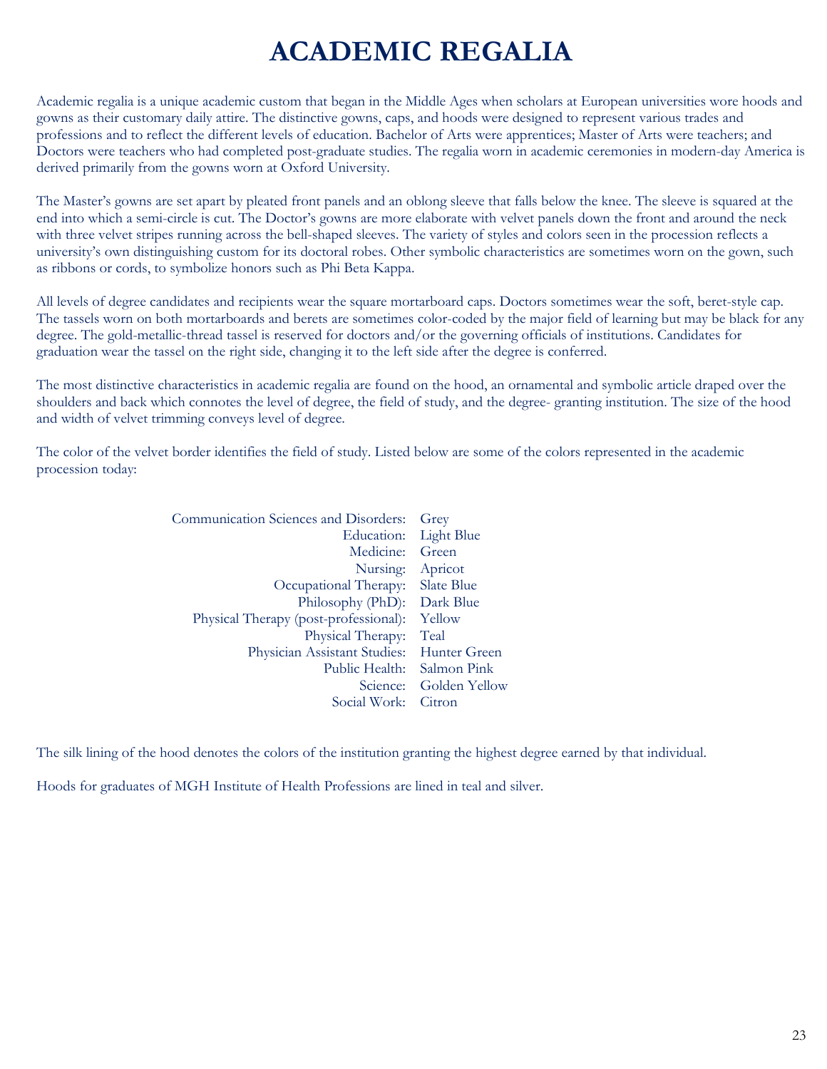# ACADEMIC REGALIA

Academic regalia is a unique academic custom that began in the Middle Ages when scholars at European universities wore hoods and gowns as their customary daily attire. The distinctive gowns, caps, and hoods were designed to represent various trades and professions and to reflect the different levels of education. Bachelor of Arts were apprentices; Master of Arts were teachers; and Doctors were teachers who had completed post-graduate studies. The regalia worn in academic ceremonies in modern-day America is derived primarily from the gowns worn at Oxford University.

The Master's gowns are set apart by pleated front panels and an oblong sleeve that falls below the knee. The sleeve is squared at the end into which a semi-circle is cut. The Doctor's gowns are more elaborate with velvet panels down the front and around the neck with three velvet stripes running across the bell-shaped sleeves. The variety of styles and colors seen in the procession reflects a university's own distinguishing custom for its doctoral robes. Other symbolic characteristics are sometimes worn on the gown, such as ribbons or cords, to symbolize honors such as Phi Beta Kappa.

All levels of degree candidates and recipients wear the square mortarboard caps. Doctors sometimes wear the soft, beret-style cap. The tassels worn on both mortarboards and berets are sometimes color-coded by the major field of learning but may be black for any degree. The gold-metallic-thread tassel is reserved for doctors and/or the governing officials of institutions. Candidates for graduation wear the tassel on the right side, changing it to the left side after the degree is conferred.

The most distinctive characteristics in academic regalia are found on the hood, an ornamental and symbolic article draped over the shoulders and back which connotes the level of degree, the field of study, and the degree- granting institution. The size of the hood and width of velvet trimming conveys level of degree.

The color of the velvet border identifies the field of study. Listed below are some of the colors represented in the academic procession today:

| Field | Color |
|---|---|
| Communication Sciences and Disorders: | Grey |
| Education: | Light Blue |
| Medicine: | Green |
| Nursing: | Apricot |
| Occupational Therapy: | Slate Blue |
| Philosophy (PhD): | Dark Blue |
| Physical Therapy (post-professional): | Yellow |
| Physical Therapy: | Teal |
| Physician Assistant Studies: | Hunter Green |
| Public Health: | Salmon Pink |
| Science: | Golden Yellow |
| Social Work: | Citron |

The silk lining of the hood denotes the colors of the institution granting the highest degree earned by that individual.

Hoods for graduates of MGH Institute of Health Professions are lined in teal and silver.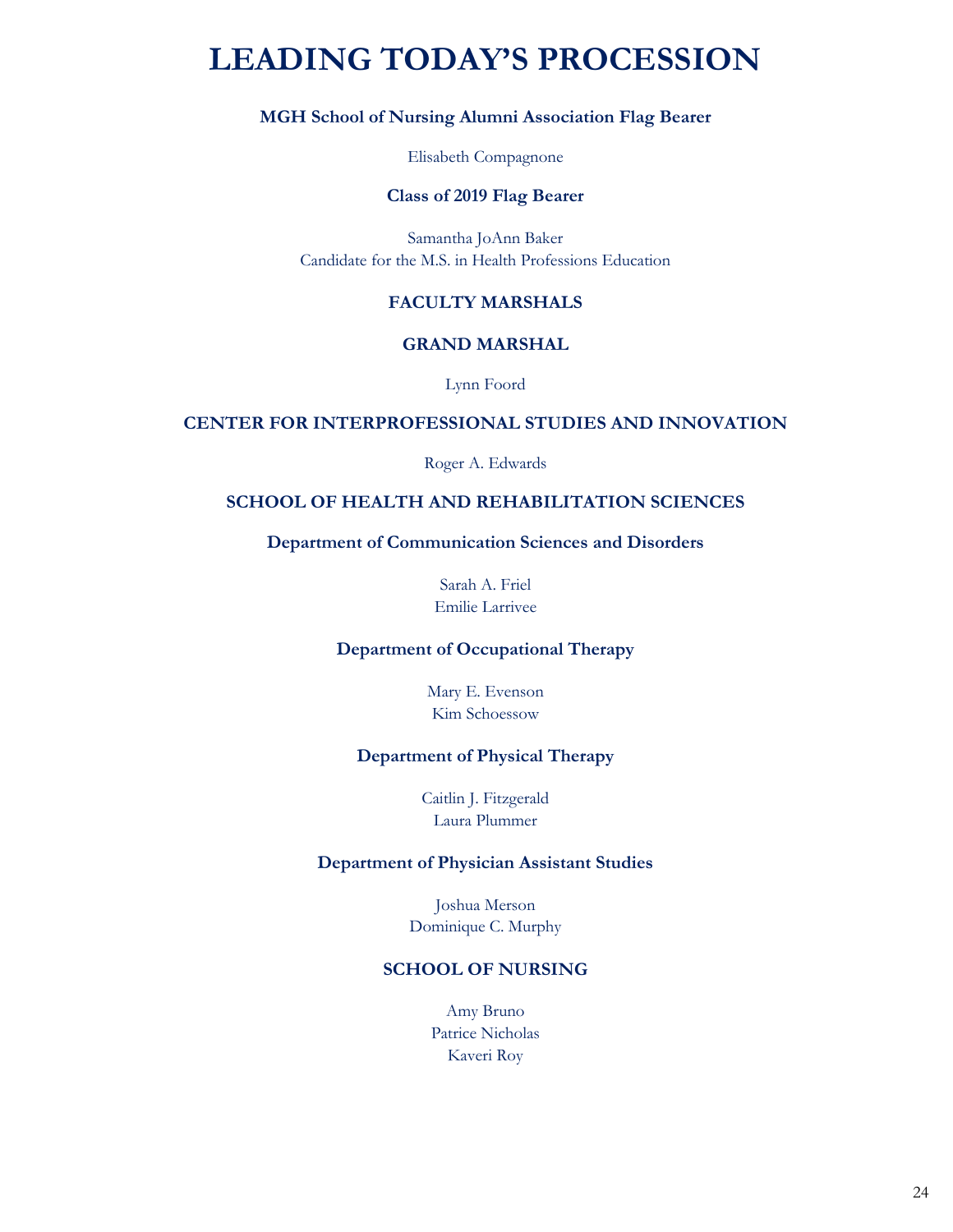# LEADING TODAY'S PROCESSION

**MGH School of Nursing Alumni Association Flag Bearer**

Elisabeth Compagnone

**Class of 2019 Flag Bearer**

Samantha JoAnn Baker
Candidate for the M.S. in Health Professions Education

## FACULTY MARSHALS

### GRAND MARSHAL

Lynn Foord

### CENTER FOR INTERPROFESSIONAL STUDIES AND INNOVATION

Roger A. Edwards

### SCHOOL OF HEALTH AND REHABILITATION SCIENCES

**Department of Communication Sciences and Disorders**

Sarah A. Friel
Emilie Larrivee

**Department of Occupational Therapy**

Mary E. Evenson
Kim Schoessow

**Department of Physical Therapy**

Caitlin J. Fitzgerald
Laura Plummer

**Department of Physician Assistant Studies**

Joshua Merson
Dominique C. Murphy

### SCHOOL OF NURSING

Amy Bruno
Patrice Nicholas
Kaveri Roy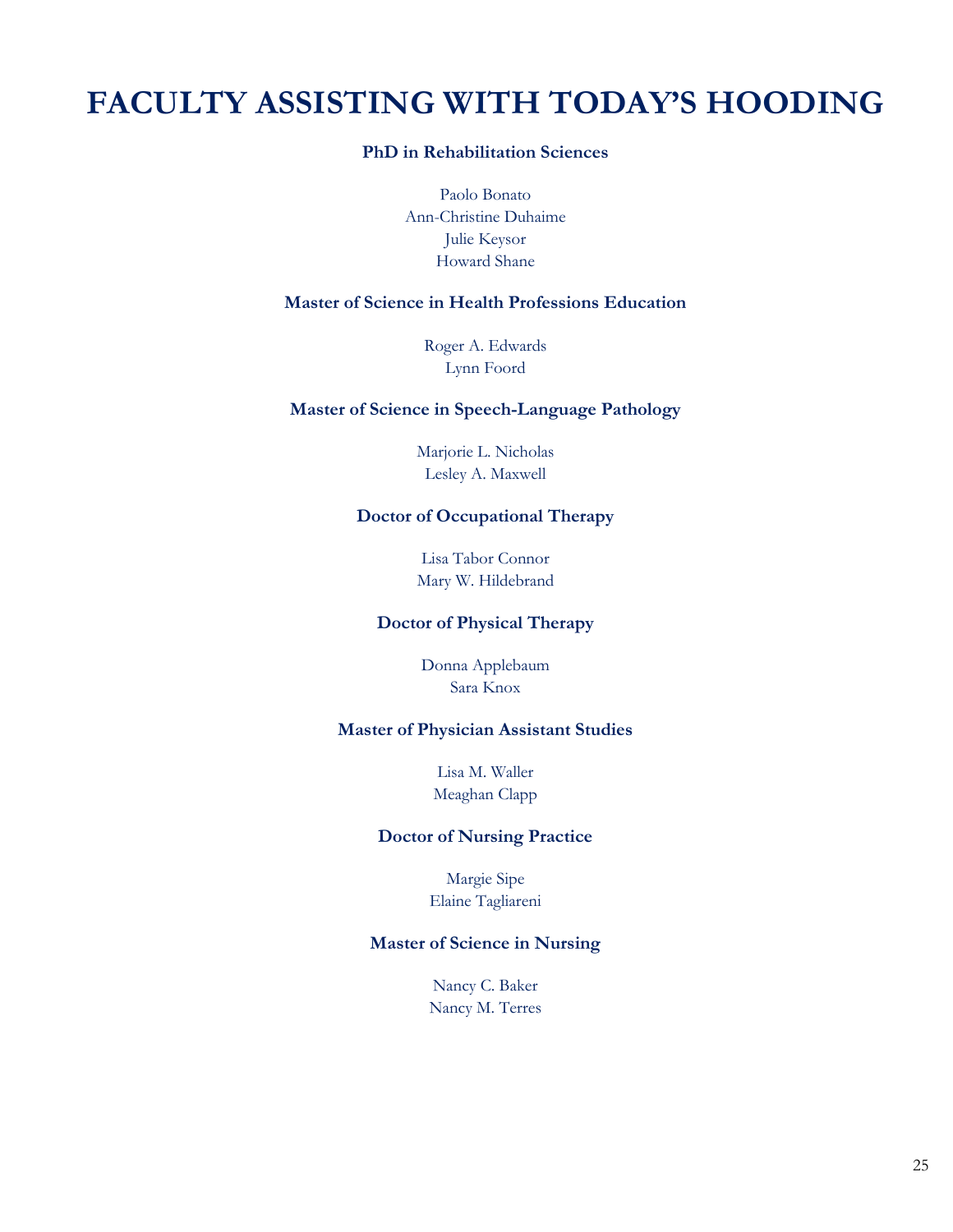# FACULTY ASSISTING WITH TODAY'S HOODING

**PhD in Rehabilitation Sciences**

Paolo Bonato
Ann-Christine Duhaime
Julie Keysor
Howard Shane

**Master of Science in Health Professions Education**

Roger A. Edwards
Lynn Foord

**Master of Science in Speech-Language Pathology**

Marjorie L. Nicholas
Lesley A. Maxwell

**Doctor of Occupational Therapy**

Lisa Tabor Connor
Mary W. Hildebrand

**Doctor of Physical Therapy**

Donna Applebaum
Sara Knox

**Master of Physician Assistant Studies**

Lisa M. Waller
Meaghan Clapp

**Doctor of Nursing Practice**

Margie Sipe
Elaine Tagliareni

**Master of Science in Nursing**

Nancy C. Baker
Nancy M. Terres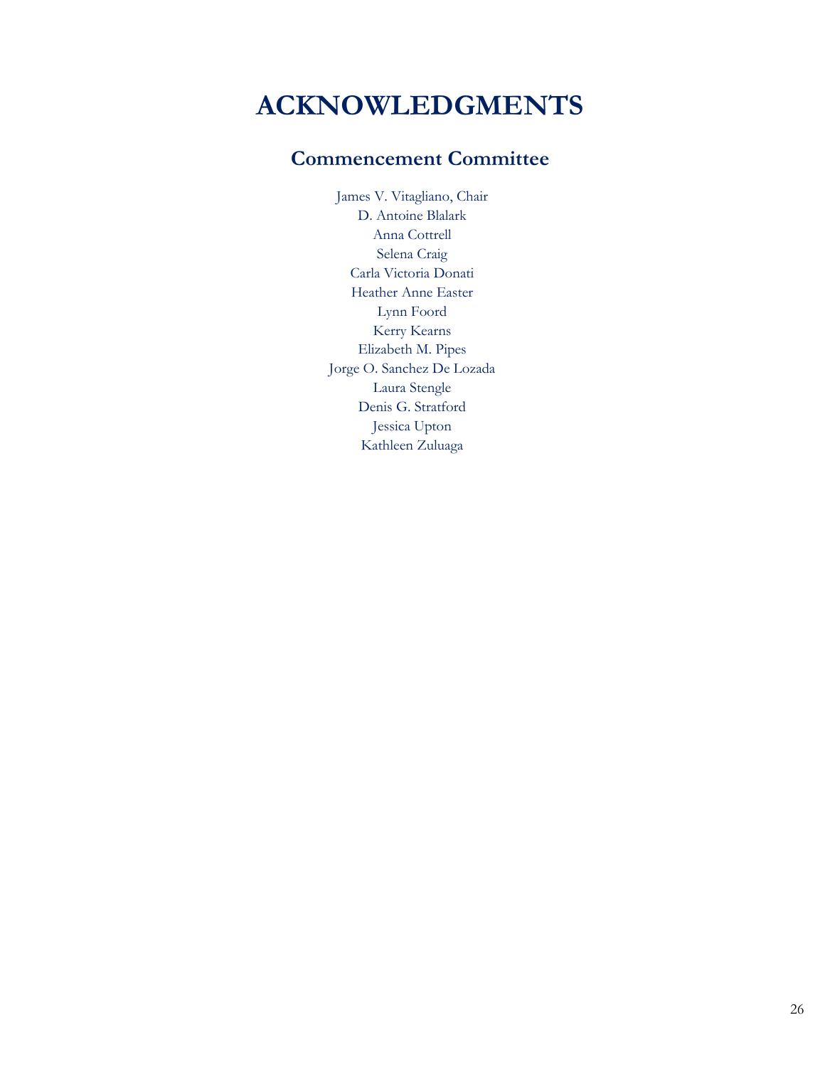# ACKNOWLEDGMENTS

## Commencement Committee

James V. Vitagliano, Chair
D. Antoine Blalark
Anna Cottrell
Selena Craig
Carla Victoria Donati
Heather Anne Easter
Lynn Foord
Kerry Kearns
Elizabeth M. Pipes
Jorge O. Sanchez De Lozada
Laura Stengle
Denis G. Stratford
Jessica Upton
Kathleen Zuluaga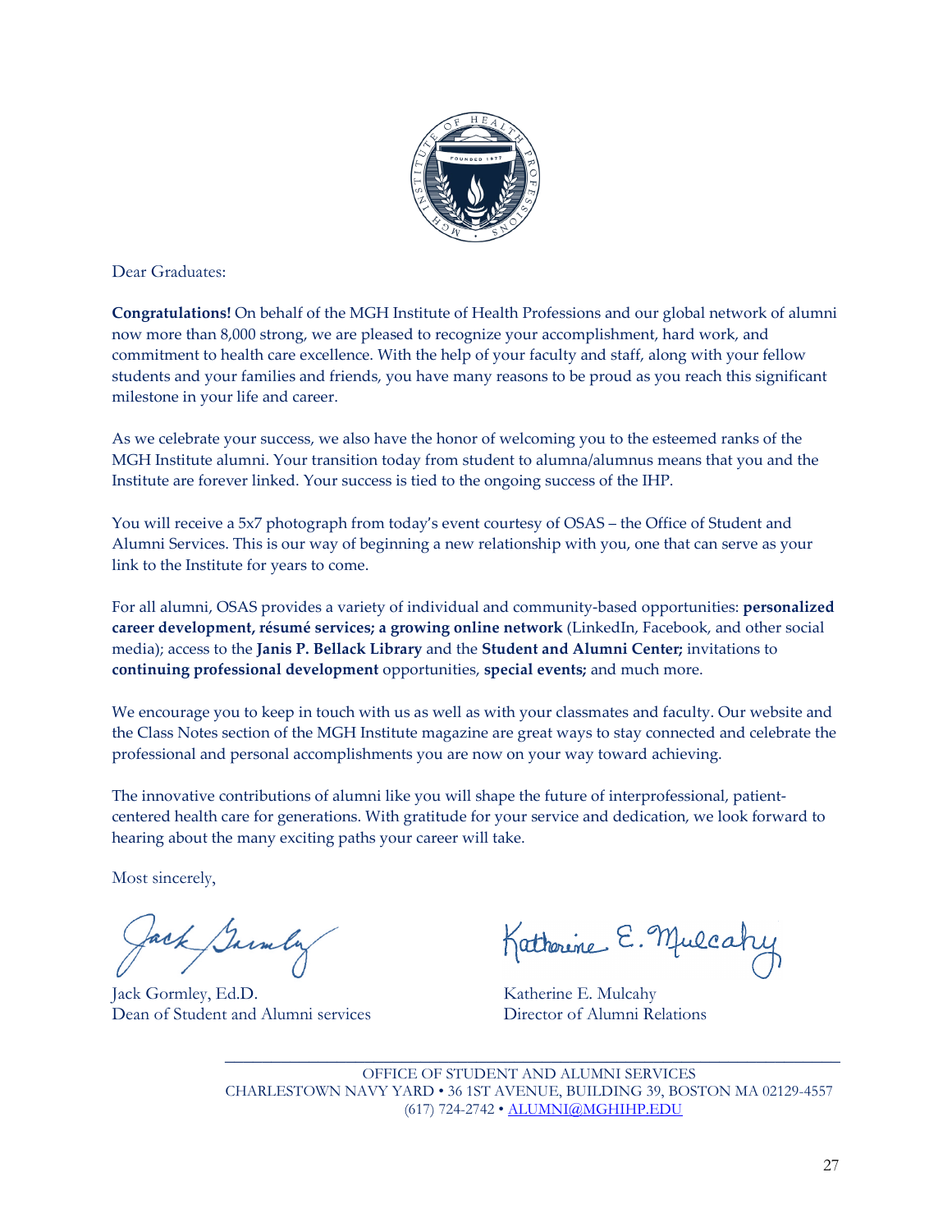Dear Graduates:

**Congratulations!** On behalf of the MGH Institute of Health Professions and our global network of alumni now more than 8,000 strong, we are pleased to recognize your accomplishment, hard work, and commitment to health care excellence. With the help of your faculty and staff, along with your fellow students and your families and friends, you have many reasons to be proud as you reach this significant milestone in your life and career.

As we celebrate your success, we also have the honor of welcoming you to the esteemed ranks of the MGH Institute alumni. Your transition today from student to alumna/alumnus means that you and the Institute are forever linked. Your success is tied to the ongoing success of the IHP.

You will receive a 5x7 photograph from today's event courtesy of OSAS – the Office of Student and Alumni Services. This is our way of beginning a new relationship with you, one that can serve as your link to the Institute for years to come.

For all alumni, OSAS provides a variety of individual and community-based opportunities: **personalized career development, résumé services; a growing online network** (LinkedIn, Facebook, and other social media); access to the **Janis P. Bellack Library** and the **Student and Alumni Center;** invitations to **continuing professional development** opportunities, **special events;** and much more.

We encourage you to keep in touch with us as well as with your classmates and faculty. Our website and the Class Notes section of the MGH Institute magazine are great ways to stay connected and celebrate the professional and personal accomplishments you are now on your way toward achieving.

The innovative contributions of alumni like you will shape the future of interprofessional, patient-centered health care for generations. With gratitude for your service and dedication, we look forward to hearing about the many exciting paths your career will take.

Most sincerely,

Jack Gormley, Ed.D.
Dean of Student and Alumni services

Katherine E. Mulcahy
Director of Alumni Relations

OFFICE OF STUDENT AND ALUMNI SERVICES
CHARLESTOWN NAVY YARD • 36 1ST AVENUE, BUILDING 39, BOSTON MA 02129-4557
(617) 724-2742 • ALUMNI@MGHIHP.EDU